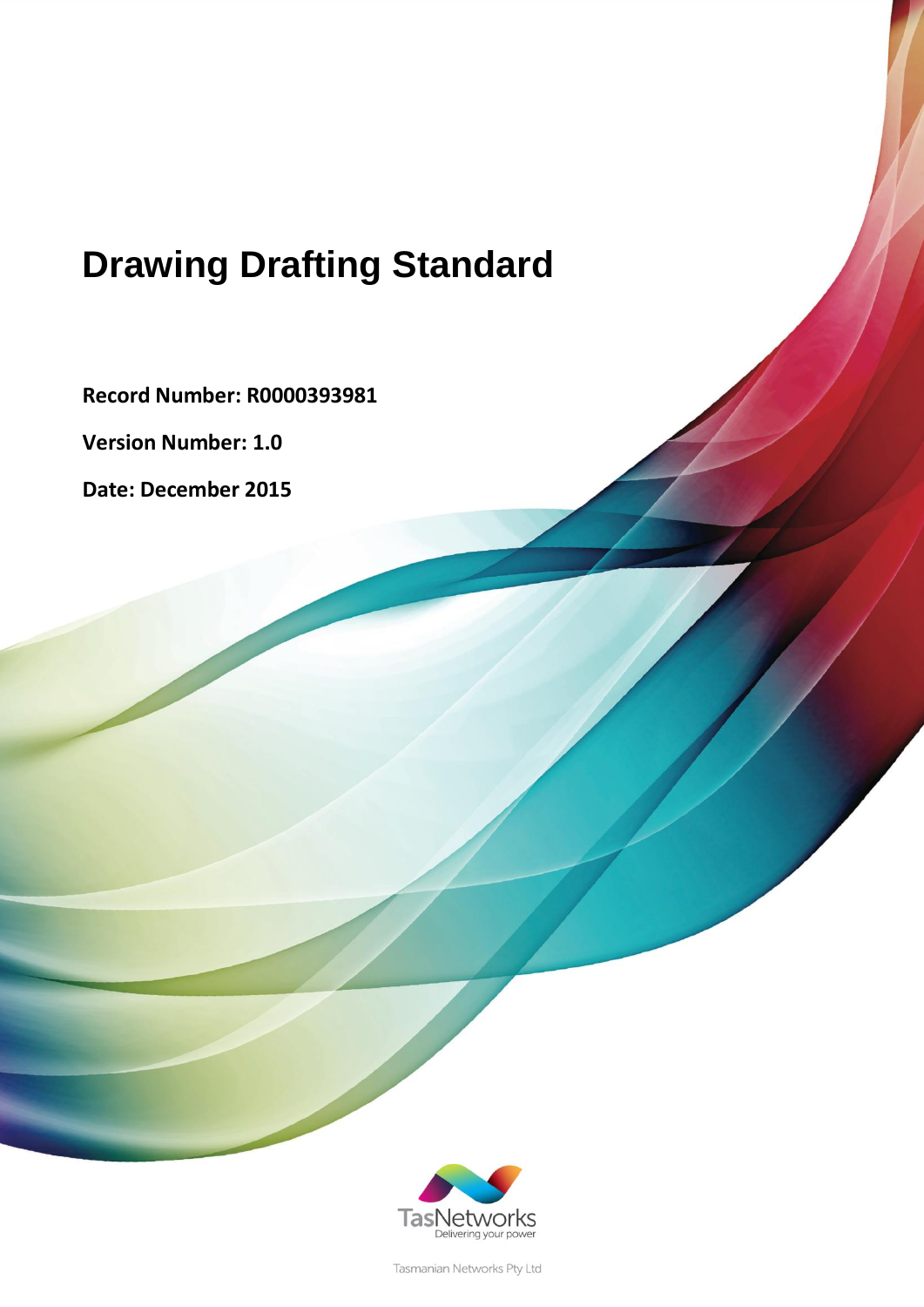# Drawing Drafting Standard

**Record Number: R0000393981**

**Version Number: 1.0**

**Date: December 2015**

TasNetworks
Delivering your power

Tasmanian Networks Pty Ltd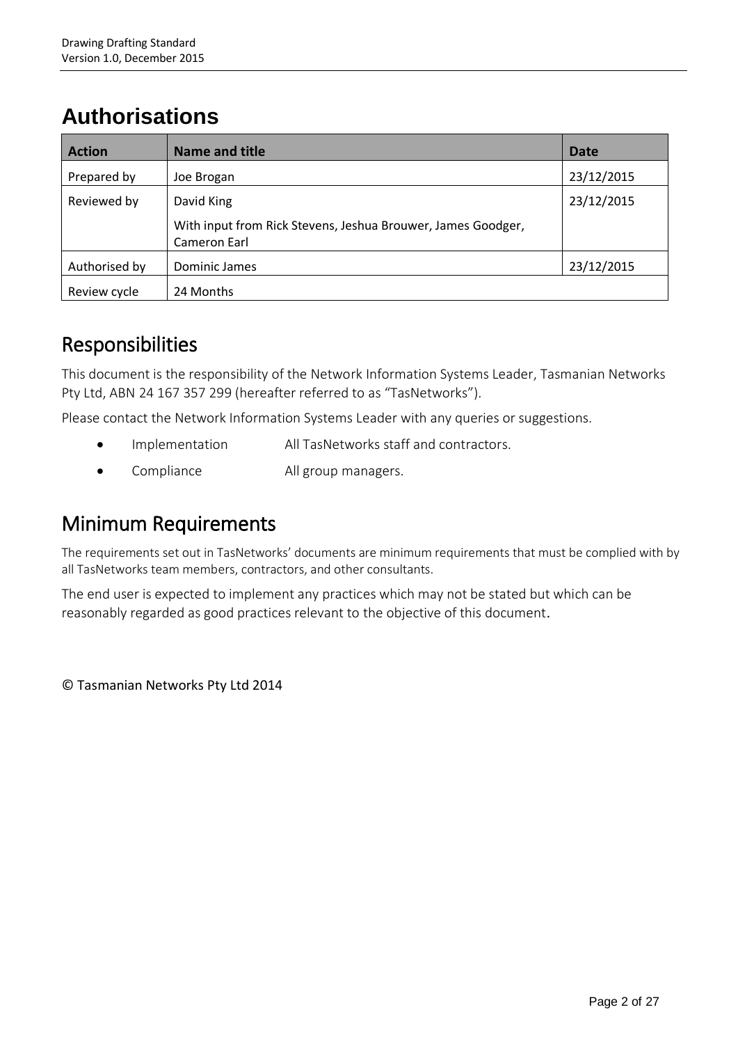# Authorisations

| Action | Name and title | Date |
|---|---|---|
| Prepared by | Joe Brogan | 23/12/2015 |
| Reviewed by | David King<br><br>With input from Rick Stevens, Jeshua Brouwer, James Goodger, Cameron Earl | 23/12/2015 |
| Authorised by | Dominic James | 23/12/2015 |
| Review cycle | 24 Months | |

## Responsibilities

This document is the responsibility of the Network Information Systems Leader, Tasmanian Networks Pty Ltd, ABN 24 167 357 299 (hereafter referred to as "TasNetworks").

Please contact the Network Information Systems Leader with any queries or suggestions.

- Implementation All TasNetworks staff and contractors.
- Compliance All group managers.

## Minimum Requirements

The requirements set out in TasNetworks' documents are minimum requirements that must be complied with by all TasNetworks team members, contractors, and other consultants.

The end user is expected to implement any practices which may not be stated but which can be reasonably regarded as good practices relevant to the objective of this document.

© Tasmanian Networks Pty Ltd 2014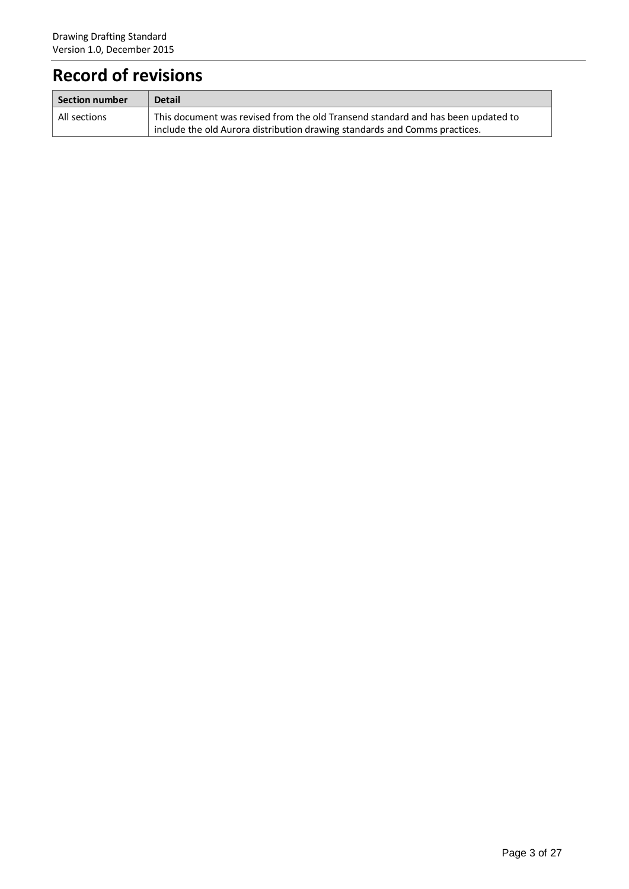# Record of revisions

| Section number | Detail |
| --- | --- |
| All sections | This document was revised from the old Transend standard and has been updated to include the old Aurora distribution drawing standards and Comms practices. |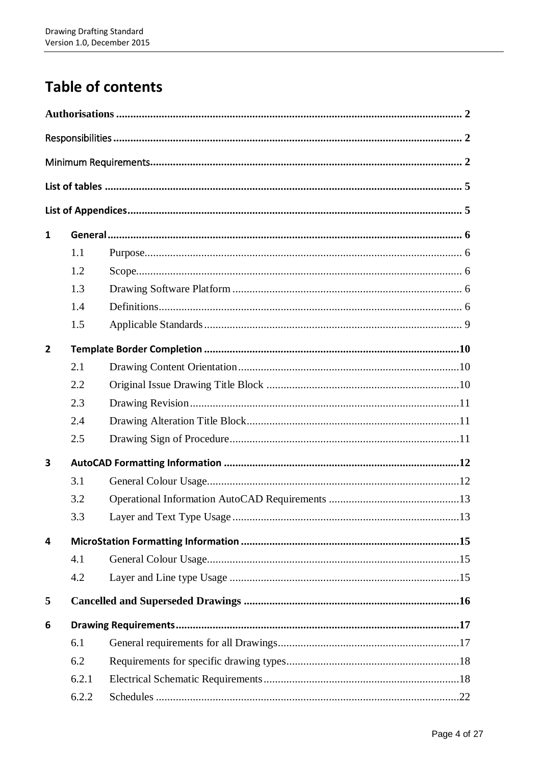# Table of contents

**Authorisations** .......... 2

**Responsibilities** .......... 2

**Minimum Requirements** .......... 2

**List of tables** .......... 5

**List of Appendices** .......... 5

**1 General** .......... 6

- 1.1 Purpose .......... 6
- 1.2 Scope .......... 6
- 1.3 Drawing Software Platform .......... 6
- 1.4 Definitions .......... 6
- 1.5 Applicable Standards .......... 9

**2 Template Border Completion** .......... 10

- 2.1 Drawing Content Orientation .......... 10
- 2.2 Original Issue Drawing Title Block .......... 10
- 2.3 Drawing Revision .......... 11
- 2.4 Drawing Alteration Title Block .......... 11
- 2.5 Drawing Sign of Procedure .......... 11

**3 AutoCAD Formatting Information** .......... 12

- 3.1 General Colour Usage .......... 12
- 3.2 Operational Information AutoCAD Requirements .......... 13
- 3.3 Layer and Text Type Usage .......... 13

**4 MicroStation Formatting Information** .......... 15

- 4.1 General Colour Usage .......... 15
- 4.2 Layer and Line type Usage .......... 15

**5 Cancelled and Superseded Drawings** .......... 16

**6 Drawing Requirements** .......... 17

- 6.1 General requirements for all Drawings .......... 17
- 6.2 Requirements for specific drawing types .......... 18
- 6.2.1 Electrical Schematic Requirements .......... 18
- 6.2.2 Schedules .......... 22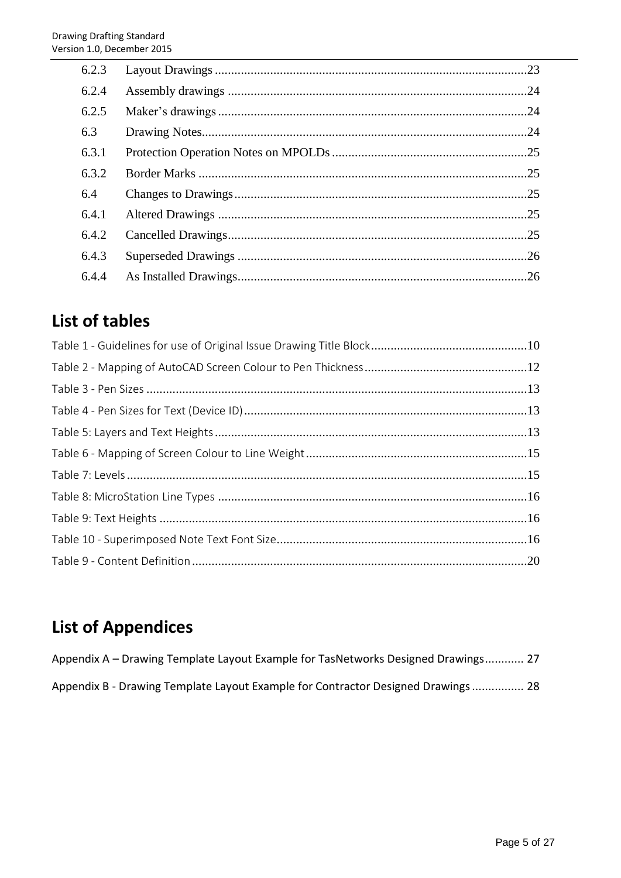6.2.3 Layout Drawings ......23
6.2.4 Assembly drawings ......24
6.2.5 Maker's drawings ......24
6.3 Drawing Notes......24
6.3.1 Protection Operation Notes on MPOLDs ......25
6.3.2 Border Marks ......25
6.4 Changes to Drawings......25
6.4.1 Altered Drawings ......25
6.4.2 Cancelled Drawings......25
6.4.3 Superseded Drawings ......26
6.4.4 As Installed Drawings......26

# List of tables

Table 1 - Guidelines for use of Original Issue Drawing Title Block......10
Table 2 - Mapping of AutoCAD Screen Colour to Pen Thickness......12
Table 3 - Pen Sizes ......13
Table 4 - Pen Sizes for Text (Device ID)......13
Table 5: Layers and Text Heights......13
Table 6 - Mapping of Screen Colour to Line Weight......15
Table 7: Levels......15
Table 8: MicroStation Line Types ......16
Table 9: Text Heights ......16
Table 10 - Superimposed Note Text Font Size......16
Table 9 - Content Definition......20

# List of Appendices

Appendix A – Drawing Template Layout Example for TasNetworks Designed Drawings............ 27
Appendix B - Drawing Template Layout Example for Contractor Designed Drawings ................ 28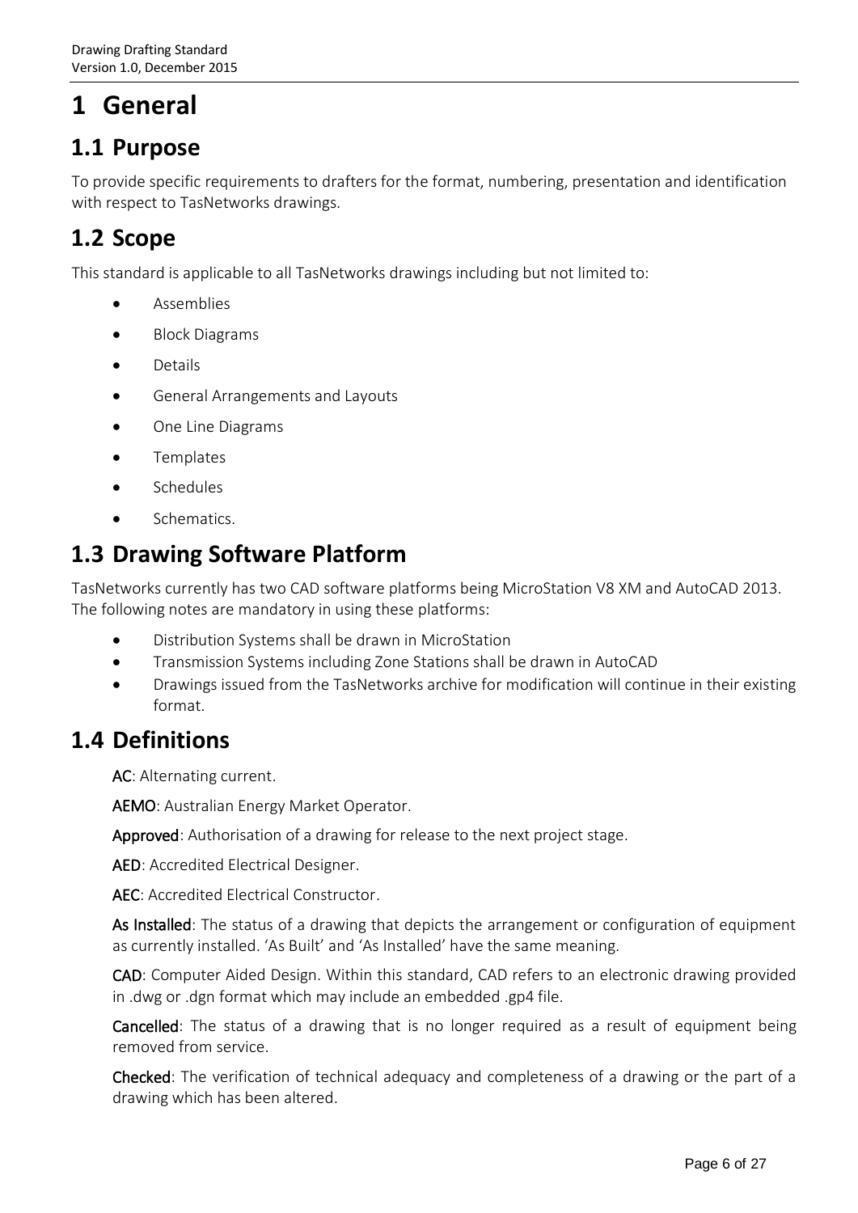# 1 General

## 1.1 Purpose

To provide specific requirements to drafters for the format, numbering, presentation and identification with respect to TasNetworks drawings.

## 1.2 Scope

This standard is applicable to all TasNetworks drawings including but not limited to:

- Assemblies
- Block Diagrams
- Details
- General Arrangements and Layouts
- One Line Diagrams
- Templates
- Schedules
- Schematics.

## 1.3 Drawing Software Platform

TasNetworks currently has two CAD software platforms being MicroStation V8 XM and AutoCAD 2013. The following notes are mandatory in using these platforms:

- Distribution Systems shall be drawn in MicroStation
- Transmission Systems including Zone Stations shall be drawn in AutoCAD
- Drawings issued from the TasNetworks archive for modification will continue in their existing format.

## 1.4 Definitions

**AC**: Alternating current.

**AEMO**: Australian Energy Market Operator.

**Approved**: Authorisation of a drawing for release to the next project stage.

**AED**: Accredited Electrical Designer.

**AEC**: Accredited Electrical Constructor.

**As Installed**: The status of a drawing that depicts the arrangement or configuration of equipment as currently installed. 'As Built' and 'As Installed' have the same meaning.

**CAD**: Computer Aided Design. Within this standard, CAD refers to an electronic drawing provided in .dwg or .dgn format which may include an embedded .gp4 file.

**Cancelled**: The status of a drawing that is no longer required as a result of equipment being removed from service.

**Checked**: The verification of technical adequacy and completeness of a drawing or the part of a drawing which has been altered.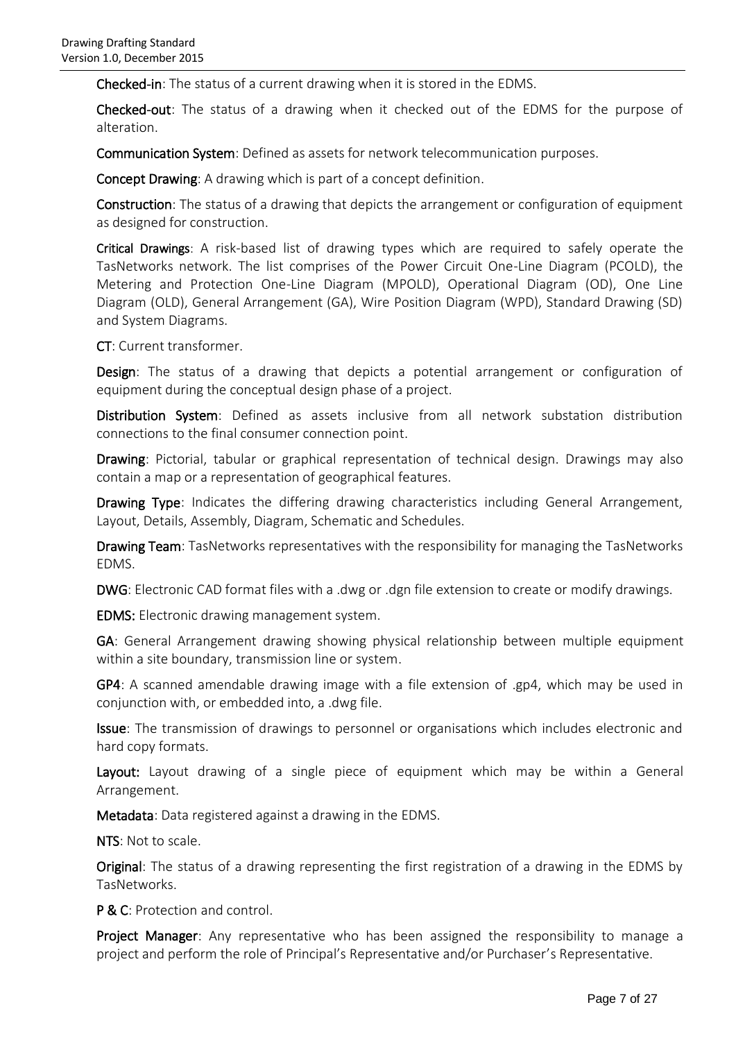**Checked-in**: The status of a current drawing when it is stored in the EDMS.

**Checked-out**: The status of a drawing when it checked out of the EDMS for the purpose of alteration.

**Communication System**: Defined as assets for network telecommunication purposes.

**Concept Drawing**: A drawing which is part of a concept definition.

**Construction**: The status of a drawing that depicts the arrangement or configuration of equipment as designed for construction.

**Critical Drawings**: A risk-based list of drawing types which are required to safely operate the TasNetworks network. The list comprises of the Power Circuit One-Line Diagram (PCOLD), the Metering and Protection One-Line Diagram (MPOLD), Operational Diagram (OD), One Line Diagram (OLD), General Arrangement (GA), Wire Position Diagram (WPD), Standard Drawing (SD) and System Diagrams.

**CT**: Current transformer.

**Design**: The status of a drawing that depicts a potential arrangement or configuration of equipment during the conceptual design phase of a project.

**Distribution System**: Defined as assets inclusive from all network substation distribution connections to the final consumer connection point.

**Drawing**: Pictorial, tabular or graphical representation of technical design. Drawings may also contain a map or a representation of geographical features.

**Drawing Type**: Indicates the differing drawing characteristics including General Arrangement, Layout, Details, Assembly, Diagram, Schematic and Schedules.

**Drawing Team**: TasNetworks representatives with the responsibility for managing the TasNetworks EDMS.

**DWG**: Electronic CAD format files with a .dwg or .dgn file extension to create or modify drawings.

**EDMS:** Electronic drawing management system.

**GA**: General Arrangement drawing showing physical relationship between multiple equipment within a site boundary, transmission line or system.

**GP4**: A scanned amendable drawing image with a file extension of .gp4, which may be used in conjunction with, or embedded into, a .dwg file.

**Issue**: The transmission of drawings to personnel or organisations which includes electronic and hard copy formats.

**Layout:** Layout drawing of a single piece of equipment which may be within a General Arrangement.

**Metadata**: Data registered against a drawing in the EDMS.

**NTS**: Not to scale.

**Original**: The status of a drawing representing the first registration of a drawing in the EDMS by TasNetworks.

**P & C**: Protection and control.

**Project Manager**: Any representative who has been assigned the responsibility to manage a project and perform the role of Principal's Representative and/or Purchaser's Representative.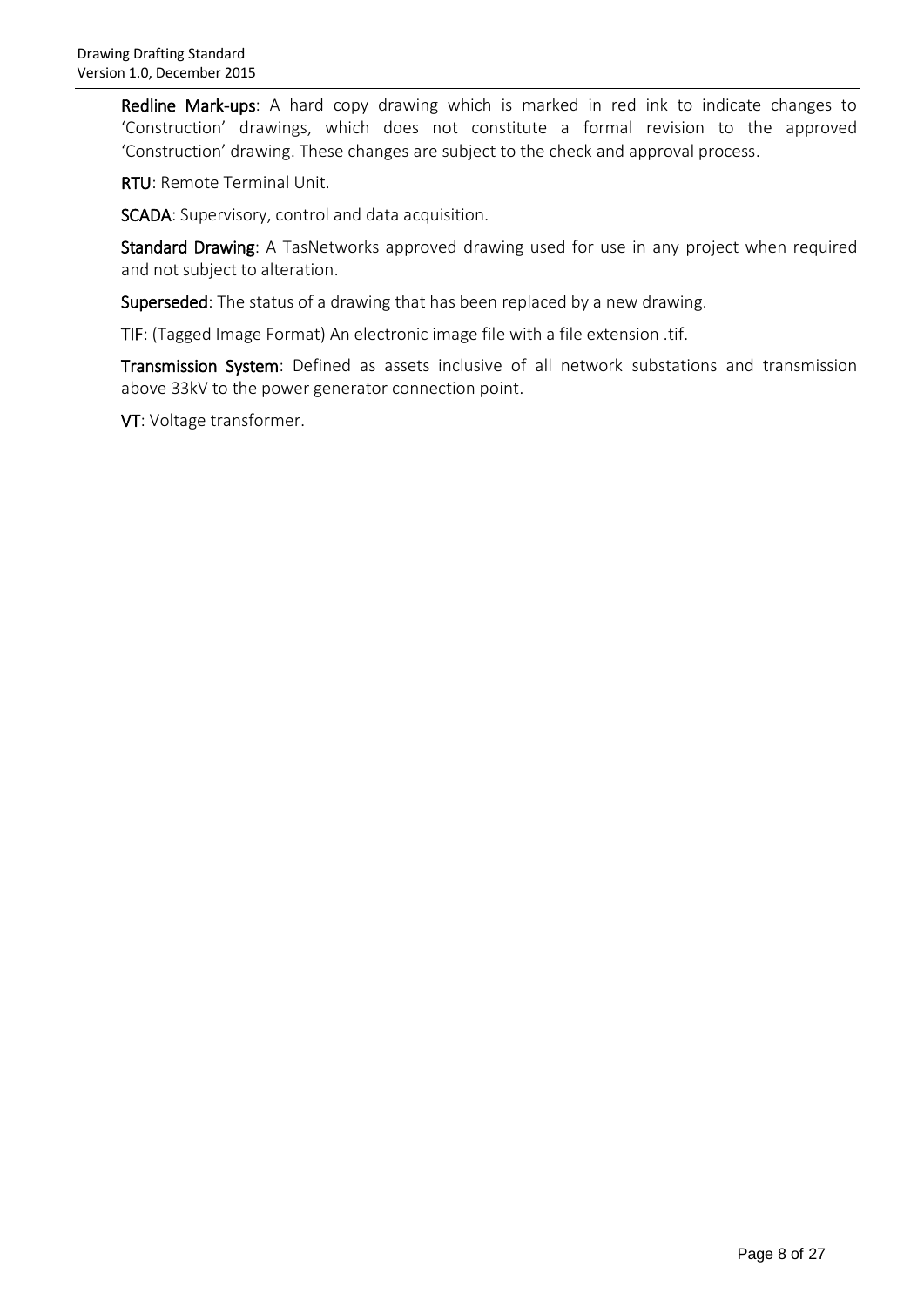**Redline Mark-ups**: A hard copy drawing which is marked in red ink to indicate changes to 'Construction' drawings, which does not constitute a formal revision to the approved 'Construction' drawing. These changes are subject to the check and approval process.

**RTU**: Remote Terminal Unit.

**SCADA**: Supervisory, control and data acquisition.

**Standard Drawing**: A TasNetworks approved drawing used for use in any project when required and not subject to alteration.

**Superseded**: The status of a drawing that has been replaced by a new drawing.

**TIF**: (Tagged Image Format) An electronic image file with a file extension .tif.

**Transmission System**: Defined as assets inclusive of all network substations and transmission above 33kV to the power generator connection point.

**VT**: Voltage transformer.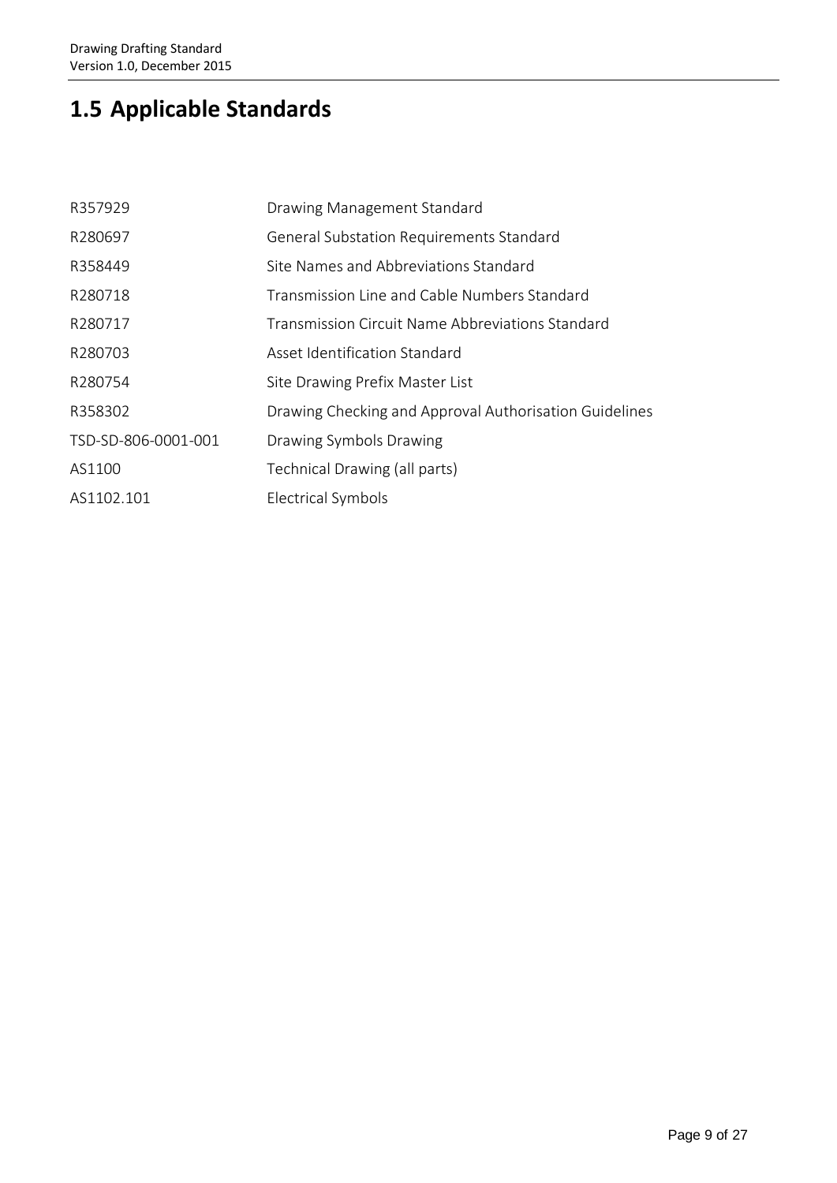## 1.5 Applicable Standards

| | |
|---|---|
| R357929 | Drawing Management Standard |
| R280697 | General Substation Requirements Standard |
| R358449 | Site Names and Abbreviations Standard |
| R280718 | Transmission Line and Cable Numbers Standard |
| R280717 | Transmission Circuit Name Abbreviations Standard |
| R280703 | Asset Identification Standard |
| R280754 | Site Drawing Prefix Master List |
| R358302 | Drawing Checking and Approval Authorisation Guidelines |
| TSD-SD-806-0001-001 | Drawing Symbols Drawing |
| AS1100 | Technical Drawing (all parts) |
| AS1102.101 | Electrical Symbols |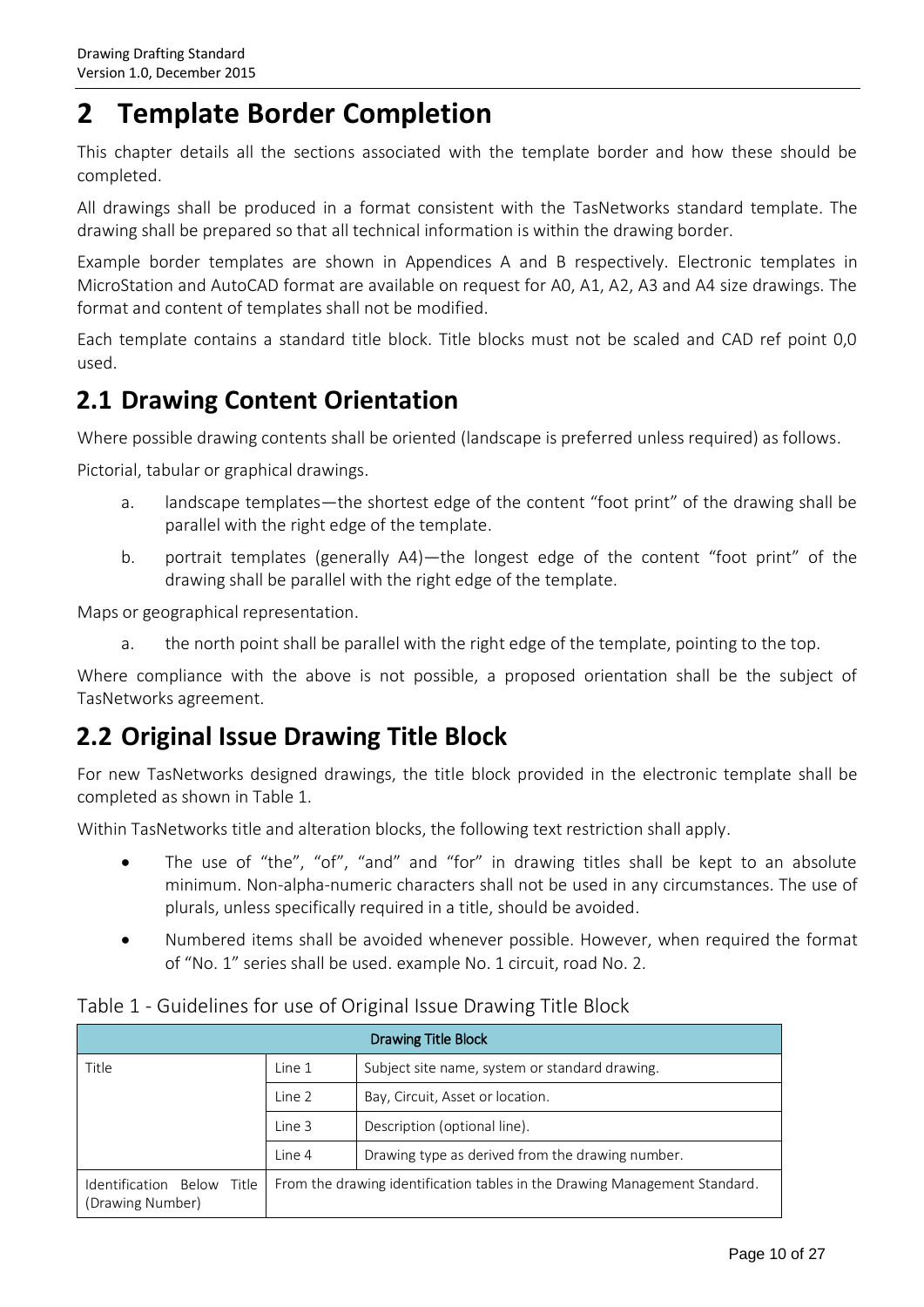# 2 Template Border Completion

This chapter details all the sections associated with the template border and how these should be completed.

All drawings shall be produced in a format consistent with the TasNetworks standard template. The drawing shall be prepared so that all technical information is within the drawing border.

Example border templates are shown in Appendices A and B respectively. Electronic templates in MicroStation and AutoCAD format are available on request for A0, A1, A2, A3 and A4 size drawings. The format and content of templates shall not be modified.

Each template contains a standard title block. Title blocks must not be scaled and CAD ref point 0,0 used.

## 2.1 Drawing Content Orientation

Where possible drawing contents shall be oriented (landscape is preferred unless required) as follows.

Pictorial, tabular or graphical drawings.

a. landscape templates—the shortest edge of the content "foot print" of the drawing shall be parallel with the right edge of the template.

b. portrait templates (generally A4)—the longest edge of the content "foot print" of the drawing shall be parallel with the right edge of the template.

Maps or geographical representation.

a. the north point shall be parallel with the right edge of the template, pointing to the top.

Where compliance with the above is not possible, a proposed orientation shall be the subject of TasNetworks agreement.

## 2.2 Original Issue Drawing Title Block

For new TasNetworks designed drawings, the title block provided in the electronic template shall be completed as shown in Table 1.

Within TasNetworks title and alteration blocks, the following text restriction shall apply.

- The use of "the", "of", "and" and "for" in drawing titles shall be kept to an absolute minimum. Non-alpha-numeric characters shall not be used in any circumstances. The use of plurals, unless specifically required in a title, should be avoided.
- Numbered items shall be avoided whenever possible. However, when required the format of "No. 1" series shall be used. example No. 1 circuit, road No. 2.

Table 1 - Guidelines for use of Original Issue Drawing Title Block

| Drawing Title Block | | |
|---|---|---|
| Title | Line 1 | Subject site name, system or standard drawing. |
| | Line 2 | Bay, Circuit, Asset or location. |
| | Line 3 | Description (optional line). |
| | Line 4 | Drawing type as derived from the drawing number. |
| Identification Below Title (Drawing Number) | From the drawing identification tables in the Drawing Management Standard. | |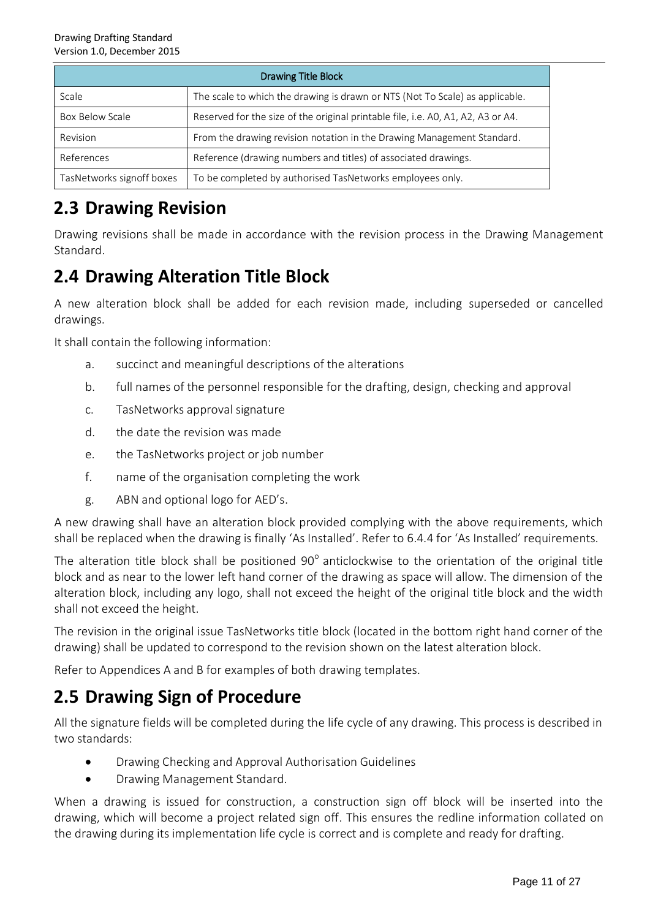| Drawing Title Block | |
|---|---|
| Scale | The scale to which the drawing is drawn or NTS (Not To Scale) as applicable. |
| Box Below Scale | Reserved for the size of the original printable file, i.e. A0, A1, A2, A3 or A4. |
| Revision | From the drawing revision notation in the Drawing Management Standard. |
| References | Reference (drawing numbers and titles) of associated drawings. |
| TasNetworks signoff boxes | To be completed by authorised TasNetworks employees only. |

## 2.3 Drawing Revision

Drawing revisions shall be made in accordance with the revision process in the Drawing Management Standard.

## 2.4 Drawing Alteration Title Block

A new alteration block shall be added for each revision made, including superseded or cancelled drawings.

It shall contain the following information:

a. succinct and meaningful descriptions of the alterations

b. full names of the personnel responsible for the drafting, design, checking and approval

c. TasNetworks approval signature

d. the date the revision was made

e. the TasNetworks project or job number

f. name of the organisation completing the work

g. ABN and optional logo for AED's.

A new drawing shall have an alteration block provided complying with the above requirements, which shall be replaced when the drawing is finally 'As Installed'. Refer to 6.4.4 for 'As Installed' requirements.

The alteration title block shall be positioned 90° anticlockwise to the orientation of the original title block and as near to the lower left hand corner of the drawing as space will allow. The dimension of the alteration block, including any logo, shall not exceed the height of the original title block and the width shall not exceed the height.

The revision in the original issue TasNetworks title block (located in the bottom right hand corner of the drawing) shall be updated to correspond to the revision shown on the latest alteration block.

Refer to Appendices A and B for examples of both drawing templates.

## 2.5 Drawing Sign of Procedure

All the signature fields will be completed during the life cycle of any drawing. This process is described in two standards:

- Drawing Checking and Approval Authorisation Guidelines
- Drawing Management Standard.

When a drawing is issued for construction, a construction sign off block will be inserted into the drawing, which will become a project related sign off. This ensures the redline information collated on the drawing during its implementation life cycle is correct and is complete and ready for drafting.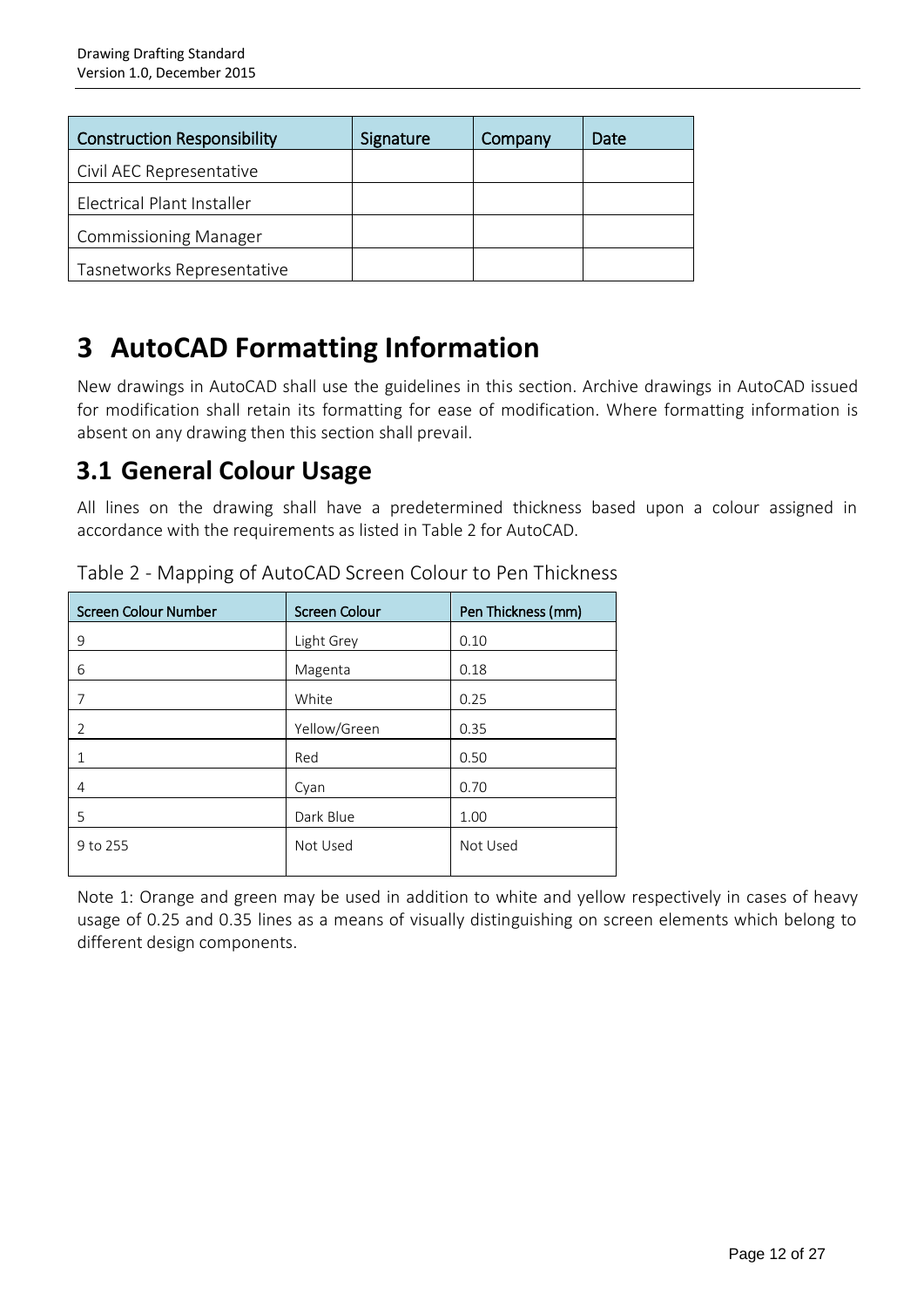| Construction Responsibility | Signature | Company | Date |
|---|---|---|---|
| Civil AEC Representative | | | |
| Electrical Plant Installer | | | |
| Commissioning Manager | | | |
| Tasnetworks Representative | | | |

# 3 AutoCAD Formatting Information

New drawings in AutoCAD shall use the guidelines in this section. Archive drawings in AutoCAD issued for modification shall retain its formatting for ease of modification. Where formatting information is absent on any drawing then this section shall prevail.

## 3.1 General Colour Usage

All lines on the drawing shall have a predetermined thickness based upon a colour assigned in accordance with the requirements as listed in Table 2 for AutoCAD.

Table 2 - Mapping of AutoCAD Screen Colour to Pen Thickness

| Screen Colour Number | Screen Colour | Pen Thickness (mm) |
|---|---|---|
| 9 | Light Grey | 0.10 |
| 6 | Magenta | 0.18 |
| 7 | White | 0.25 |
| 2 | Yellow/Green | 0.35 |
| 1 | Red | 0.50 |
| 4 | Cyan | 0.70 |
| 5 | Dark Blue | 1.00 |
| 9 to 255 | Not Used | Not Used |

Note 1: Orange and green may be used in addition to white and yellow respectively in cases of heavy usage of 0.25 and 0.35 lines as a means of visually distinguishing on screen elements which belong to different design components.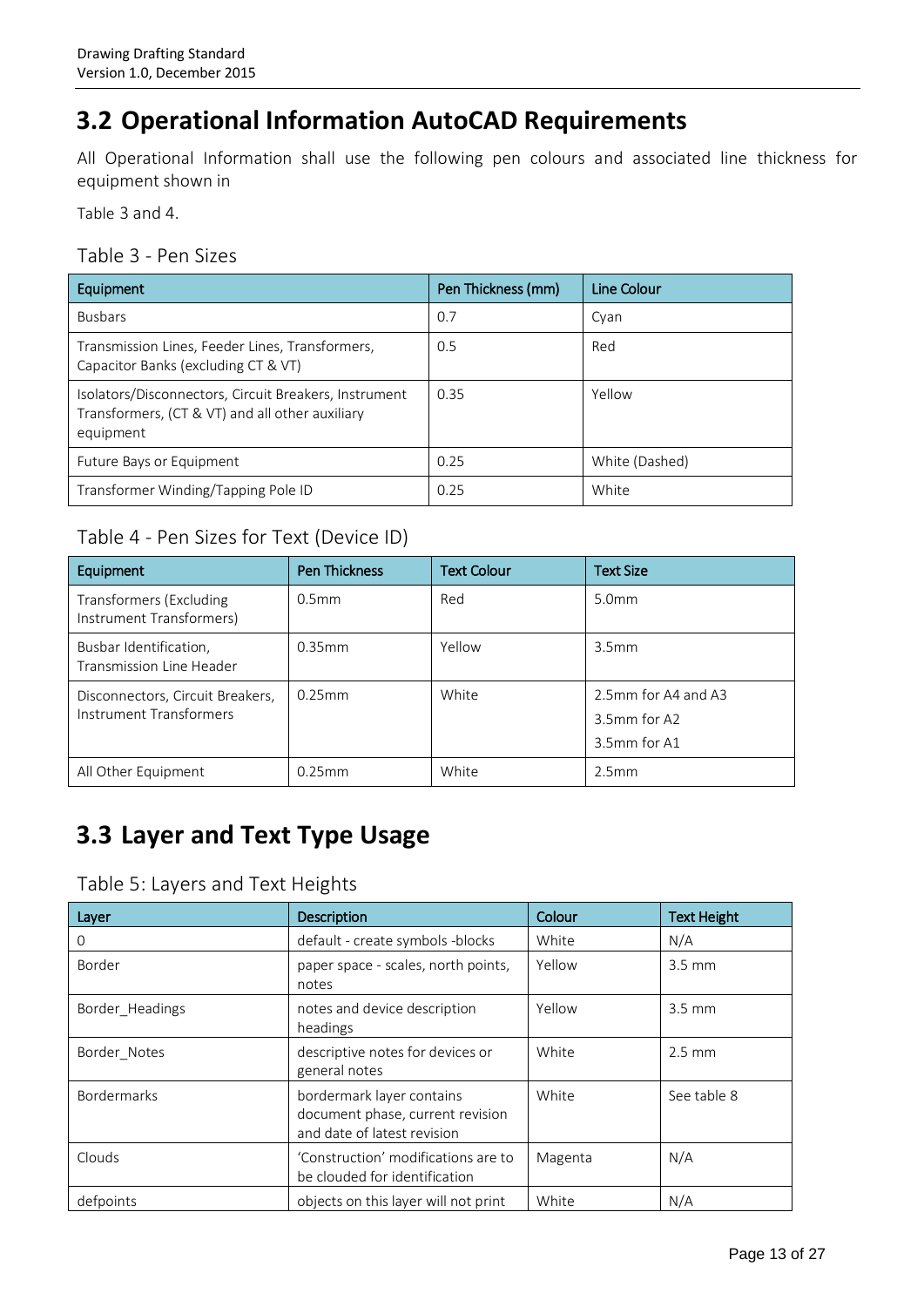## 3.2 Operational Information AutoCAD Requirements

All Operational Information shall use the following pen colours and associated line thickness for equipment shown in

Table 3 and 4.

### Table 3 - Pen Sizes

| Equipment | Pen Thickness (mm) | Line Colour |
|---|---|---|
| Busbars | 0.7 | Cyan |
| Transmission Lines, Feeder Lines, Transformers, Capacitor Banks (excluding CT & VT) | 0.5 | Red |
| Isolators/Disconnectors, Circuit Breakers, Instrument Transformers, (CT & VT) and all other auxiliary equipment | 0.35 | Yellow |
| Future Bays or Equipment | 0.25 | White (Dashed) |
| Transformer Winding/Tapping Pole ID | 0.25 | White |

### Table 4 - Pen Sizes for Text (Device ID)

| Equipment | Pen Thickness | Text Colour | Text Size |
|---|---|---|---|
| Transformers (Excluding Instrument Transformers) | 0.5mm | Red | 5.0mm |
| Busbar Identification, Transmission Line Header | 0.35mm | Yellow | 3.5mm |
| Disconnectors, Circuit Breakers, Instrument Transformers | 0.25mm | White | 2.5mm for A4 and A3<br>3.5mm for A2<br>3.5mm for A1 |
| All Other Equipment | 0.25mm | White | 2.5mm |

## 3.3 Layer and Text Type Usage

### Table 5: Layers and Text Heights

| Layer | Description | Colour | Text Height |
|---|---|---|---|
| 0 | default - create symbols -blocks | White | N/A |
| Border | paper space - scales, north points, notes | Yellow | 3.5 mm |
| Border_Headings | notes and device description headings | Yellow | 3.5 mm |
| Border_Notes | descriptive notes for devices or general notes | White | 2.5 mm |
| Bordermarks | bordermark layer contains document phase, current revision and date of latest revision | White | See table 8 |
| Clouds | 'Construction' modifications are to be clouded for identification | Magenta | N/A |
| defpoints | objects on this layer will not print | White | N/A |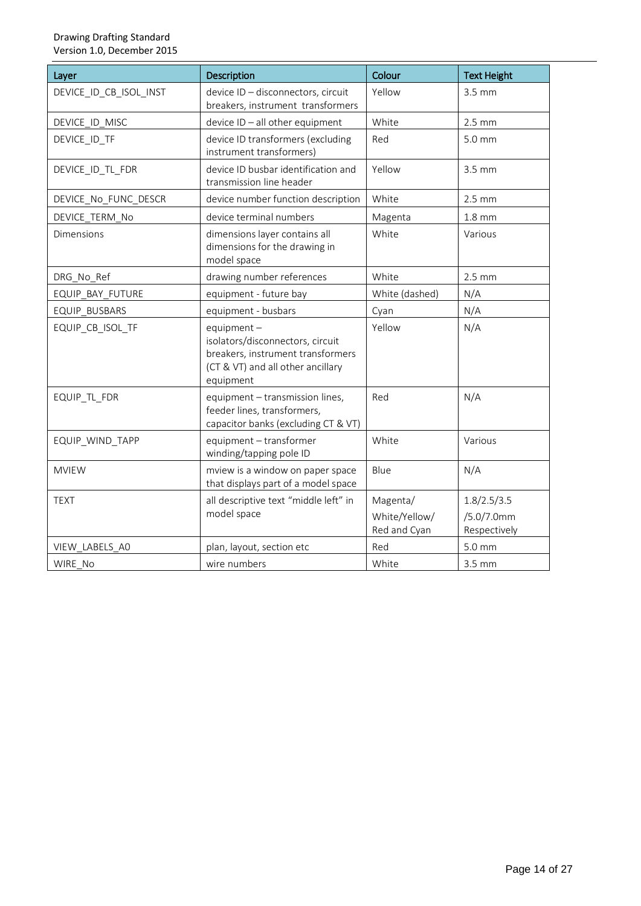| Layer | Description | Colour | Text Height |
|---|---|---|---|
| DEVICE_ID_CB_ISOL_INST | device ID – disconnectors, circuit breakers, instrument transformers | Yellow | 3.5 mm |
| DEVICE_ID_MISC | device ID – all other equipment | White | 2.5 mm |
| DEVICE_ID_TF | device ID transformers (excluding instrument transformers) | Red | 5.0 mm |
| DEVICE_ID_TL_FDR | device ID busbar identification and transmission line header | Yellow | 3.5 mm |
| DEVICE_No_FUNC_DESCR | device number function description | White | 2.5 mm |
| DEVICE_TERM_No | device terminal numbers | Magenta | 1.8 mm |
| Dimensions | dimensions layer contains all dimensions for the drawing in model space | White | Various |
| DRG_No_Ref | drawing number references | White | 2.5 mm |
| EQUIP_BAY_FUTURE | equipment - future bay | White (dashed) | N/A |
| EQUIP_BUSBARS | equipment - busbars | Cyan | N/A |
| EQUIP_CB_ISOL_TF | equipment – isolators/disconnectors, circuit breakers, instrument transformers (CT & VT) and all other ancillary equipment | Yellow | N/A |
| EQUIP_TL_FDR | equipment – transmission lines, feeder lines, transformers, capacitor banks (excluding CT & VT) | Red | N/A |
| EQUIP_WIND_TAPP | equipment – transformer winding/tapping pole ID | White | Various |
| MVIEW | mview is a window on paper space that displays part of a model space | Blue | N/A |
| TEXT | all descriptive text "middle left" in model space | Magenta/ White/Yellow/ Red and Cyan | 1.8/2.5/3.5 /5.0/7.0mm Respectively |
| VIEW_LABELS_A0 | plan, layout, section etc | Red | 5.0 mm |
| WIRE_No | wire numbers | White | 3.5 mm |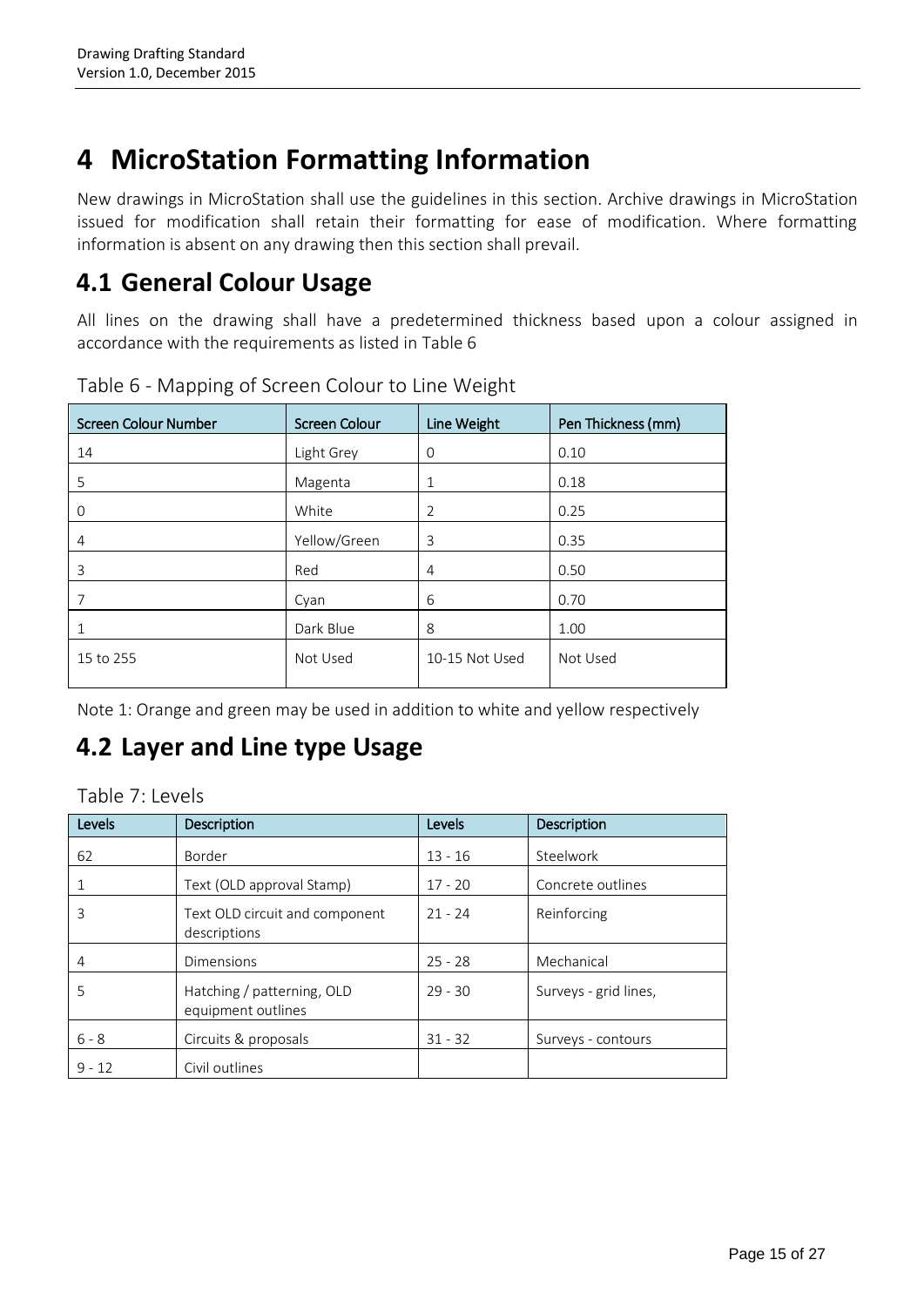# 4 MicroStation Formatting Information

New drawings in MicroStation shall use the guidelines in this section. Archive drawings in MicroStation issued for modification shall retain their formatting for ease of modification. Where formatting information is absent on any drawing then this section shall prevail.

## 4.1 General Colour Usage

All lines on the drawing shall have a predetermined thickness based upon a colour assigned in accordance with the requirements as listed in Table 6

Table 6 - Mapping of Screen Colour to Line Weight

| Screen Colour Number | Screen Colour | Line Weight | Pen Thickness (mm) |
|---|---|---|---|
| 14 | Light Grey | 0 | 0.10 |
| 5 | Magenta | 1 | 0.18 |
| 0 | White | 2 | 0.25 |
| 4 | Yellow/Green | 3 | 0.35 |
| 3 | Red | 4 | 0.50 |
| 7 | Cyan | 6 | 0.70 |
| 1 | Dark Blue | 8 | 1.00 |
| 15 to 255 | Not Used | 10-15 Not Used | Not Used |

Note 1: Orange and green may be used in addition to white and yellow respectively

## 4.2 Layer and Line type Usage

Table 7: Levels

| Levels | Description | Levels | Description |
|---|---|---|---|
| 62 | Border | 13 - 16 | Steelwork |
| 1 | Text (OLD approval Stamp) | 17 - 20 | Concrete outlines |
| 3 | Text OLD circuit and component descriptions | 21 - 24 | Reinforcing |
| 4 | Dimensions | 25 - 28 | Mechanical |
| 5 | Hatching / patterning, OLD equipment outlines | 29 - 30 | Surveys - grid lines, |
| 6 - 8 | Circuits & proposals | 31 - 32 | Surveys - contours |
| 9 - 12 | Civil outlines | | |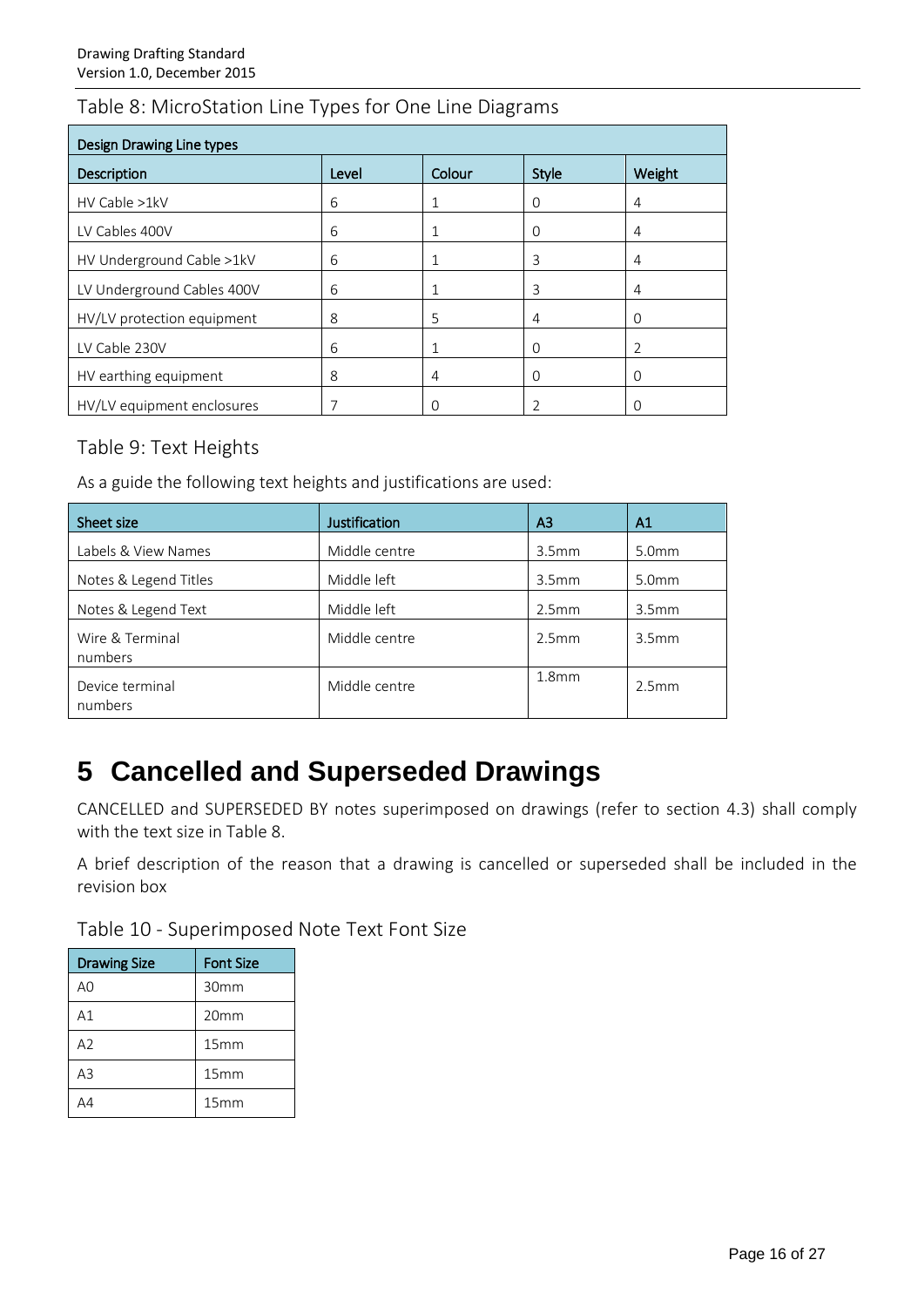Table 8: MicroStation Line Types for One Line Diagrams

| Design Drawing Line types | | | | |
|---|---|---|---|---|
| Description | Level | Colour | Style | Weight |
| HV Cable >1kV | 6 | 1 | 0 | 4 |
| LV Cables 400V | 6 | 1 | 0 | 4 |
| HV Underground Cable >1kV | 6 | 1 | 3 | 4 |
| LV Underground Cables 400V | 6 | 1 | 3 | 4 |
| HV/LV protection equipment | 8 | 5 | 4 | 0 |
| LV Cable 230V | 6 | 1 | 0 | 2 |
| HV earthing equipment | 8 | 4 | 0 | 0 |
| HV/LV equipment enclosures | 7 | 0 | 2 | 0 |

Table 9: Text Heights

As a guide the following text heights and justifications are used:

| Sheet size | Justification | A3 | A1 |
|---|---|---|---|
| Labels & View Names | Middle centre | 3.5mm | 5.0mm |
| Notes & Legend Titles | Middle left | 3.5mm | 5.0mm |
| Notes & Legend Text | Middle left | 2.5mm | 3.5mm |
| Wire & Terminal numbers | Middle centre | 2.5mm | 3.5mm |
| Device terminal numbers | Middle centre | 1.8mm | 2.5mm |

# 5 Cancelled and Superseded Drawings

CANCELLED and SUPERSEDED BY notes superimposed on drawings (refer to section 4.3) shall comply with the text size in Table 8.

A brief description of the reason that a drawing is cancelled or superseded shall be included in the revision box

Table 10 - Superimposed Note Text Font Size

| Drawing Size | Font Size |
|---|---|
| A0 | 30mm |
| A1 | 20mm |
| A2 | 15mm |
| A3 | 15mm |
| A4 | 15mm |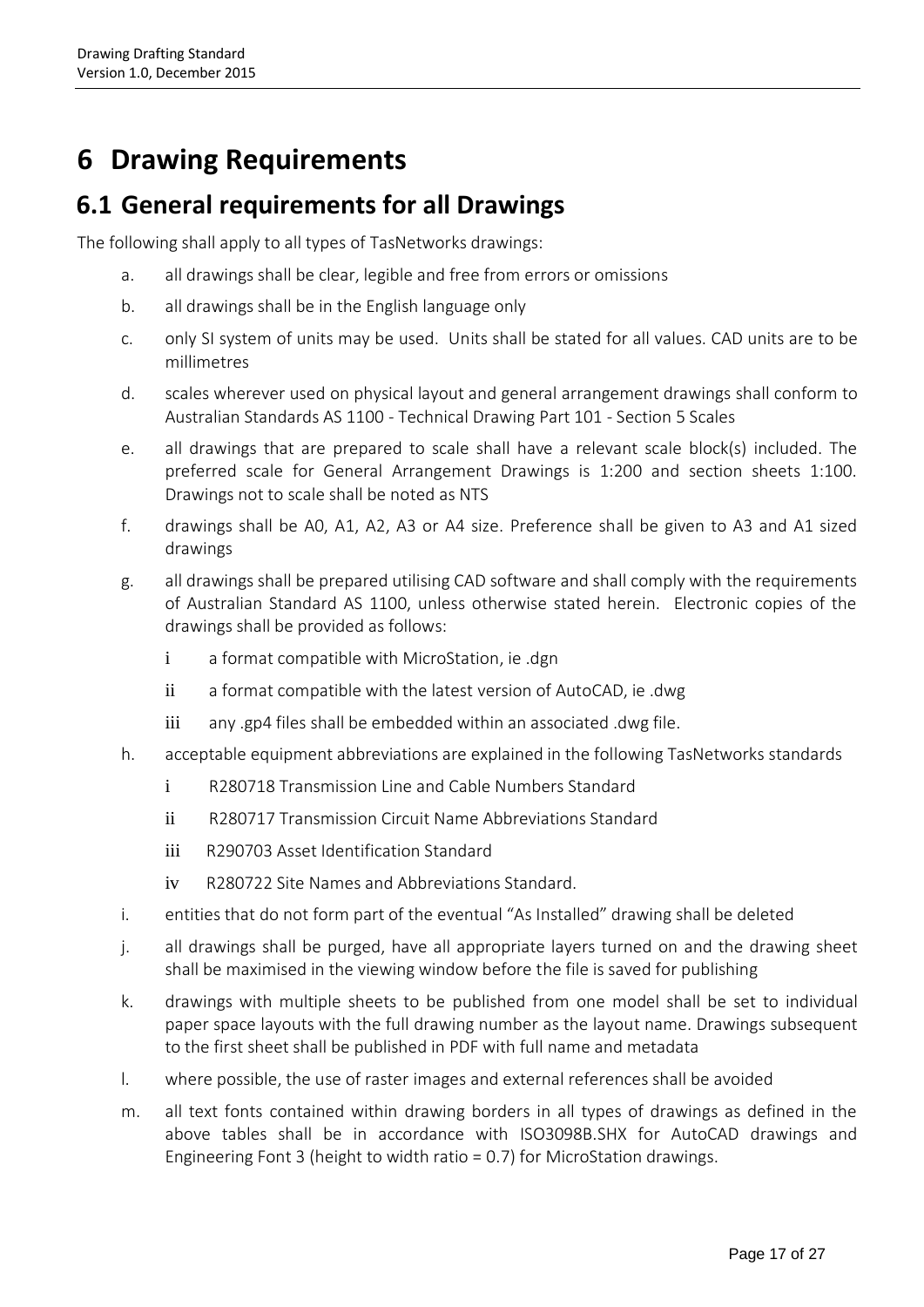# 6 Drawing Requirements

## 6.1 General requirements for all Drawings

The following shall apply to all types of TasNetworks drawings:

a. all drawings shall be clear, legible and free from errors or omissions

b. all drawings shall be in the English language only

c. only SI system of units may be used. Units shall be stated for all values. CAD units are to be millimetres

d. scales wherever used on physical layout and general arrangement drawings shall conform to Australian Standards AS 1100 - Technical Drawing Part 101 - Section 5 Scales

e. all drawings that are prepared to scale shall have a relevant scale block(s) included. The preferred scale for General Arrangement Drawings is 1:200 and section sheets 1:100. Drawings not to scale shall be noted as NTS

f. drawings shall be A0, A1, A2, A3 or A4 size. Preference shall be given to A3 and A1 sized drawings

g. all drawings shall be prepared utilising CAD software and shall comply with the requirements of Australian Standard AS 1100, unless otherwise stated herein. Electronic copies of the drawings shall be provided as follows:

   i a format compatible with MicroStation, ie .dgn

   ii a format compatible with the latest version of AutoCAD, ie .dwg

   iii any .gp4 files shall be embedded within an associated .dwg file.

h. acceptable equipment abbreviations are explained in the following TasNetworks standards

   i R280718 Transmission Line and Cable Numbers Standard

   ii R280717 Transmission Circuit Name Abbreviations Standard

   iii R290703 Asset Identification Standard

   iv R280722 Site Names and Abbreviations Standard.

i. entities that do not form part of the eventual "As Installed" drawing shall be deleted

j. all drawings shall be purged, have all appropriate layers turned on and the drawing sheet shall be maximised in the viewing window before the file is saved for publishing

k. drawings with multiple sheets to be published from one model shall be set to individual paper space layouts with the full drawing number as the layout name. Drawings subsequent to the first sheet shall be published in PDF with full name and metadata

l. where possible, the use of raster images and external references shall be avoided

m. all text fonts contained within drawing borders in all types of drawings as defined in the above tables shall be in accordance with ISO3098B.SHX for AutoCAD drawings and Engineering Font 3 (height to width ratio = 0.7) for MicroStation drawings.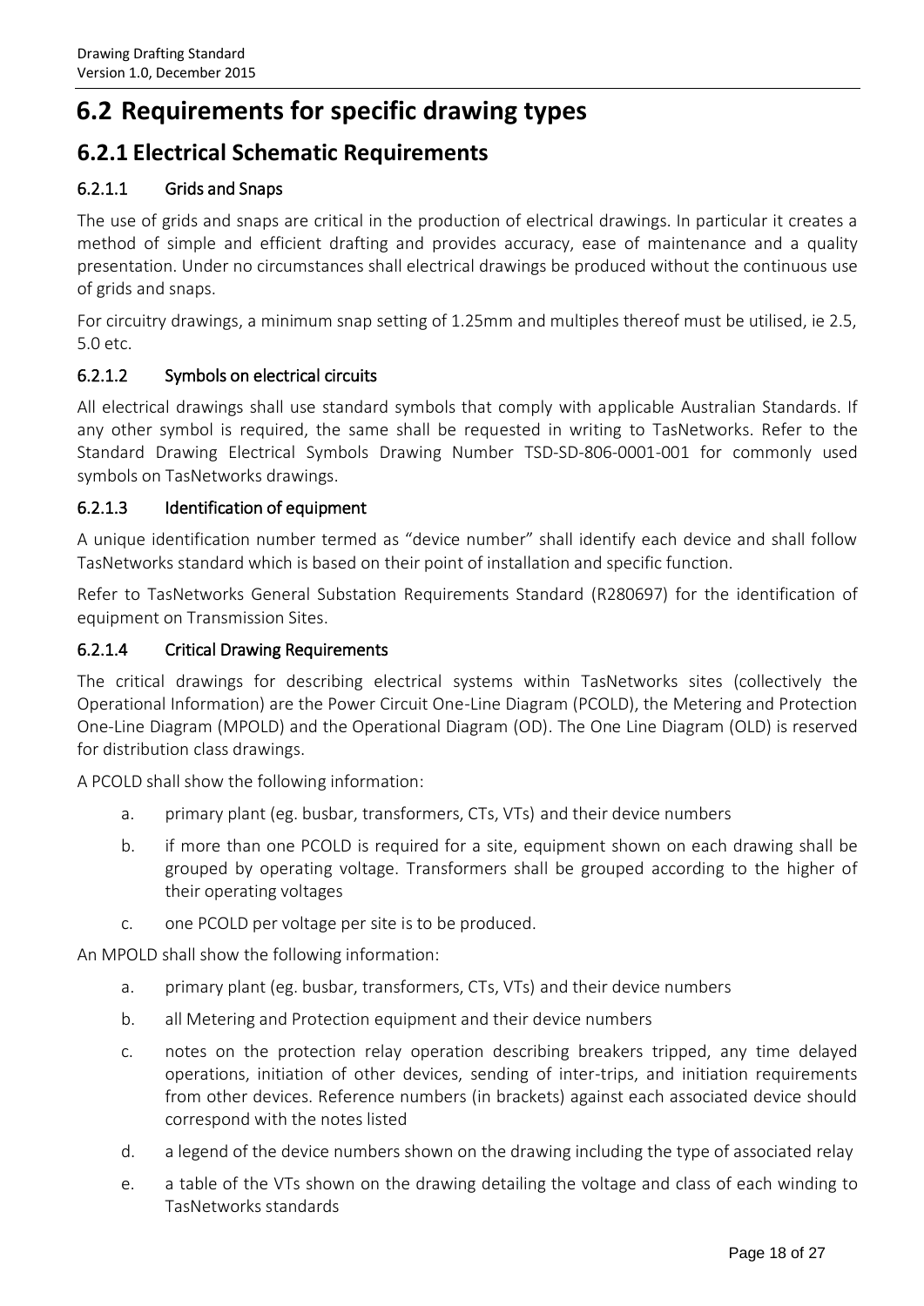# 6.2 Requirements for specific drawing types

## 6.2.1 Electrical Schematic Requirements

### 6.2.1.1 Grids and Snaps

The use of grids and snaps are critical in the production of electrical drawings. In particular it creates a method of simple and efficient drafting and provides accuracy, ease of maintenance and a quality presentation. Under no circumstances shall electrical drawings be produced without the continuous use of grids and snaps.

For circuitry drawings, a minimum snap setting of 1.25mm and multiples thereof must be utilised, ie 2.5, 5.0 etc.

### 6.2.1.2 Symbols on electrical circuits

All electrical drawings shall use standard symbols that comply with applicable Australian Standards. If any other symbol is required, the same shall be requested in writing to TasNetworks. Refer to the Standard Drawing Electrical Symbols Drawing Number TSD-SD-806-0001-001 for commonly used symbols on TasNetworks drawings.

### 6.2.1.3 Identification of equipment

A unique identification number termed as "device number" shall identify each device and shall follow TasNetworks standard which is based on their point of installation and specific function.

Refer to TasNetworks General Substation Requirements Standard (R280697) for the identification of equipment on Transmission Sites.

### 6.2.1.4 Critical Drawing Requirements

The critical drawings for describing electrical systems within TasNetworks sites (collectively the Operational Information) are the Power Circuit One-Line Diagram (PCOLD), the Metering and Protection One-Line Diagram (MPOLD) and the Operational Diagram (OD). The One Line Diagram (OLD) is reserved for distribution class drawings.

A PCOLD shall show the following information:

a. primary plant (eg. busbar, transformers, CTs, VTs) and their device numbers
b. if more than one PCOLD is required for a site, equipment shown on each drawing shall be grouped by operating voltage. Transformers shall be grouped according to the higher of their operating voltages
c. one PCOLD per voltage per site is to be produced.

An MPOLD shall show the following information:

a. primary plant (eg. busbar, transformers, CTs, VTs) and their device numbers
b. all Metering and Protection equipment and their device numbers
c. notes on the protection relay operation describing breakers tripped, any time delayed operations, initiation of other devices, sending of inter-trips, and initiation requirements from other devices. Reference numbers (in brackets) against each associated device should correspond with the notes listed
d. a legend of the device numbers shown on the drawing including the type of associated relay
e. a table of the VTs shown on the drawing detailing the voltage and class of each winding to TasNetworks standards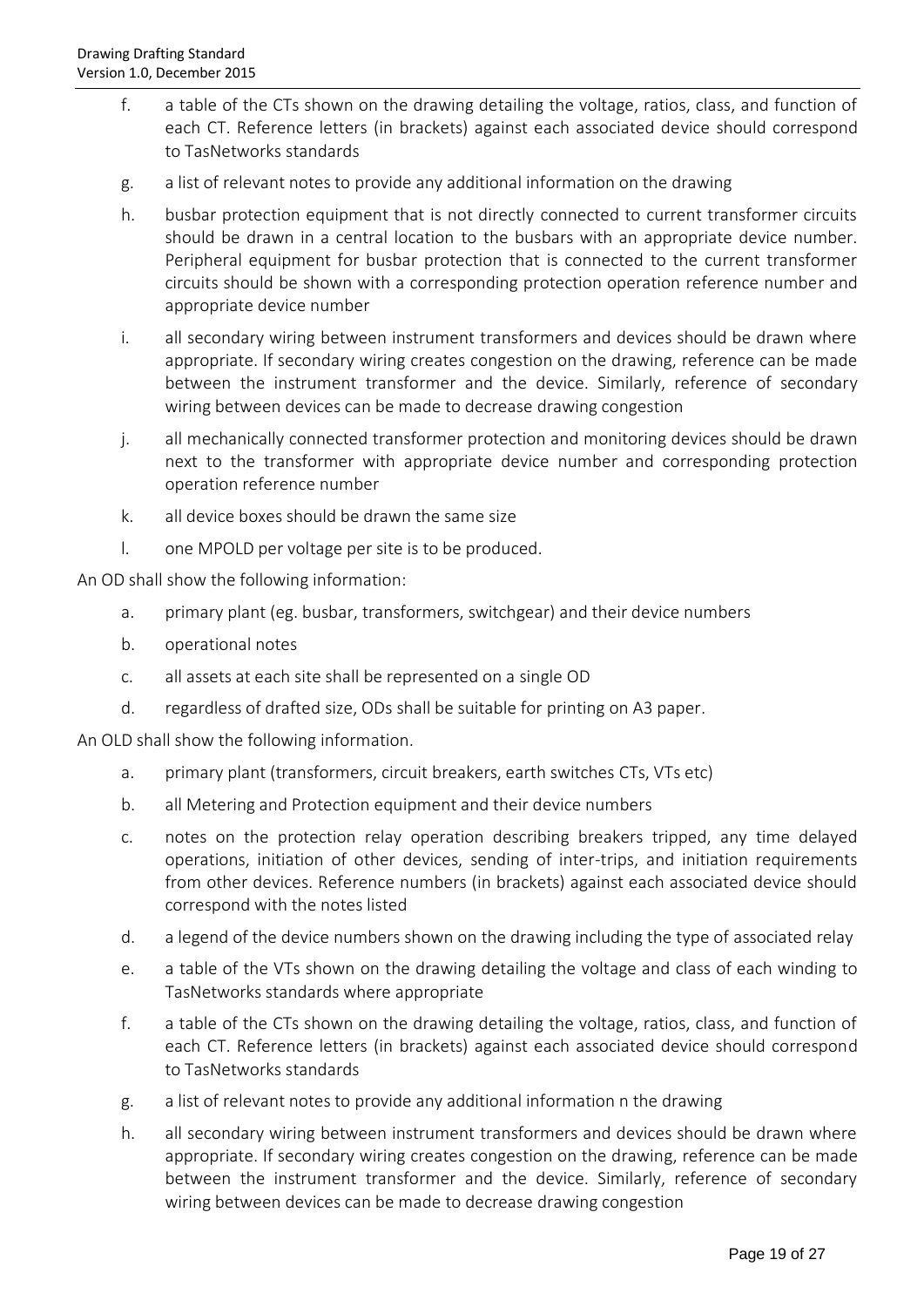f. a table of the CTs shown on the drawing detailing the voltage, ratios, class, and function of each CT. Reference letters (in brackets) against each associated device should correspond to TasNetworks standards

g. a list of relevant notes to provide any additional information on the drawing

h. busbar protection equipment that is not directly connected to current transformer circuits should be drawn in a central location to the busbars with an appropriate device number. Peripheral equipment for busbar protection that is connected to the current transformer circuits should be shown with a corresponding protection operation reference number and appropriate device number

i. all secondary wiring between instrument transformers and devices should be drawn where appropriate. If secondary wiring creates congestion on the drawing, reference can be made between the instrument transformer and the device. Similarly, reference of secondary wiring between devices can be made to decrease drawing congestion

j. all mechanically connected transformer protection and monitoring devices should be drawn next to the transformer with appropriate device number and corresponding protection operation reference number

k. all device boxes should be drawn the same size

l. one MPOLD per voltage per site is to be produced.

An OD shall show the following information:

a. primary plant (eg. busbar, transformers, switchgear) and their device numbers

b. operational notes

c. all assets at each site shall be represented on a single OD

d. regardless of drafted size, ODs shall be suitable for printing on A3 paper.

An OLD shall show the following information.

a. primary plant (transformers, circuit breakers, earth switches CTs, VTs etc)

b. all Metering and Protection equipment and their device numbers

c. notes on the protection relay operation describing breakers tripped, any time delayed operations, initiation of other devices, sending of inter-trips, and initiation requirements from other devices. Reference numbers (in brackets) against each associated device should correspond with the notes listed

d. a legend of the device numbers shown on the drawing including the type of associated relay

e. a table of the VTs shown on the drawing detailing the voltage and class of each winding to TasNetworks standards where appropriate

f. a table of the CTs shown on the drawing detailing the voltage, ratios, class, and function of each CT. Reference letters (in brackets) against each associated device should correspond to TasNetworks standards

g. a list of relevant notes to provide any additional information n the drawing

h. all secondary wiring between instrument transformers and devices should be drawn where appropriate. If secondary wiring creates congestion on the drawing, reference can be made between the instrument transformer and the device. Similarly, reference of secondary wiring between devices can be made to decrease drawing congestion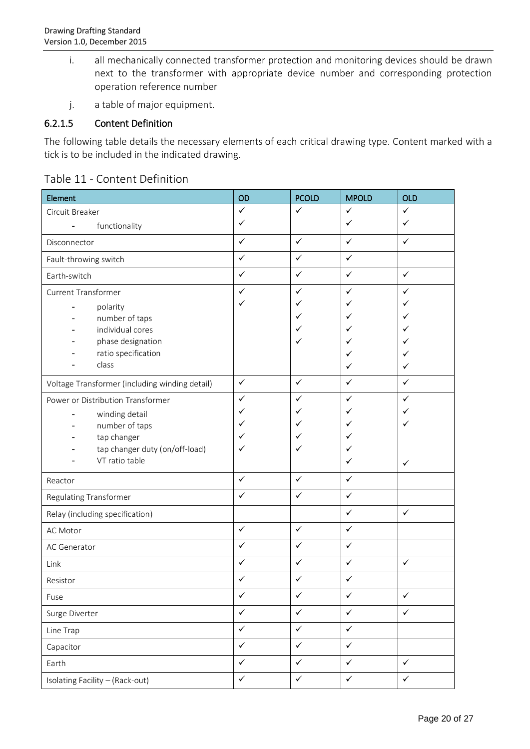i. all mechanically connected transformer protection and monitoring devices should be drawn next to the transformer with appropriate device number and corresponding protection operation reference number

j. a table of major equipment.

#### 6.2.1.5 Content Definition

The following table details the necessary elements of each critical drawing type. Content marked with a tick is to be included in the indicated drawing.

Table 11 - Content Definition

| Element | OD | PCOLD | MPOLD | OLD |
|---|---|---|---|---|
| Circuit Breaker | ✓ | ✓ | ✓ | ✓ |
| - functionality | ✓ | | ✓ | ✓ |
| Disconnector | ✓ | ✓ | ✓ | ✓ |
| Fault-throwing switch | ✓ | ✓ | ✓ | |
| Earth-switch | ✓ | ✓ | ✓ | ✓ |
| Current Transformer | ✓ | ✓ | ✓ | ✓ |
| - polarity | ✓ | ✓ | ✓ | ✓ |
| - number of taps | | ✓ | ✓ | ✓ |
| - individual cores | | ✓ | ✓ | ✓ |
| - phase designation | | ✓ | ✓ | ✓ |
| - ratio specification | | | ✓ | ✓ |
| - class | | | ✓ | ✓ |
| Voltage Transformer (including winding detail) | ✓ | ✓ | ✓ | ✓ |
| Power or Distribution Transformer | ✓ | ✓ | ✓ | ✓ |
| - winding detail | ✓ | ✓ | ✓ | ✓ |
| - number of taps | ✓ | ✓ | ✓ | ✓ |
| - tap changer | ✓ | ✓ | ✓ | |
| - tap changer duty (on/off-load) | ✓ | ✓ | ✓ | |
| - VT ratio table | | | ✓ | ✓ |
| Reactor | ✓ | ✓ | ✓ | |
| Regulating Transformer | ✓ | ✓ | ✓ | |
| Relay (including specification) | | | ✓ | ✓ |
| AC Motor | ✓ | ✓ | ✓ | |
| AC Generator | ✓ | ✓ | ✓ | |
| Link | ✓ | ✓ | ✓ | ✓ |
| Resistor | ✓ | ✓ | ✓ | |
| Fuse | ✓ | ✓ | ✓ | ✓ |
| Surge Diverter | ✓ | ✓ | ✓ | ✓ |
| Line Trap | ✓ | ✓ | ✓ | |
| Capacitor | ✓ | ✓ | ✓ | |
| Earth | ✓ | ✓ | ✓ | ✓ |
| Isolating Facility – (Rack-out) | ✓ | ✓ | ✓ | ✓ |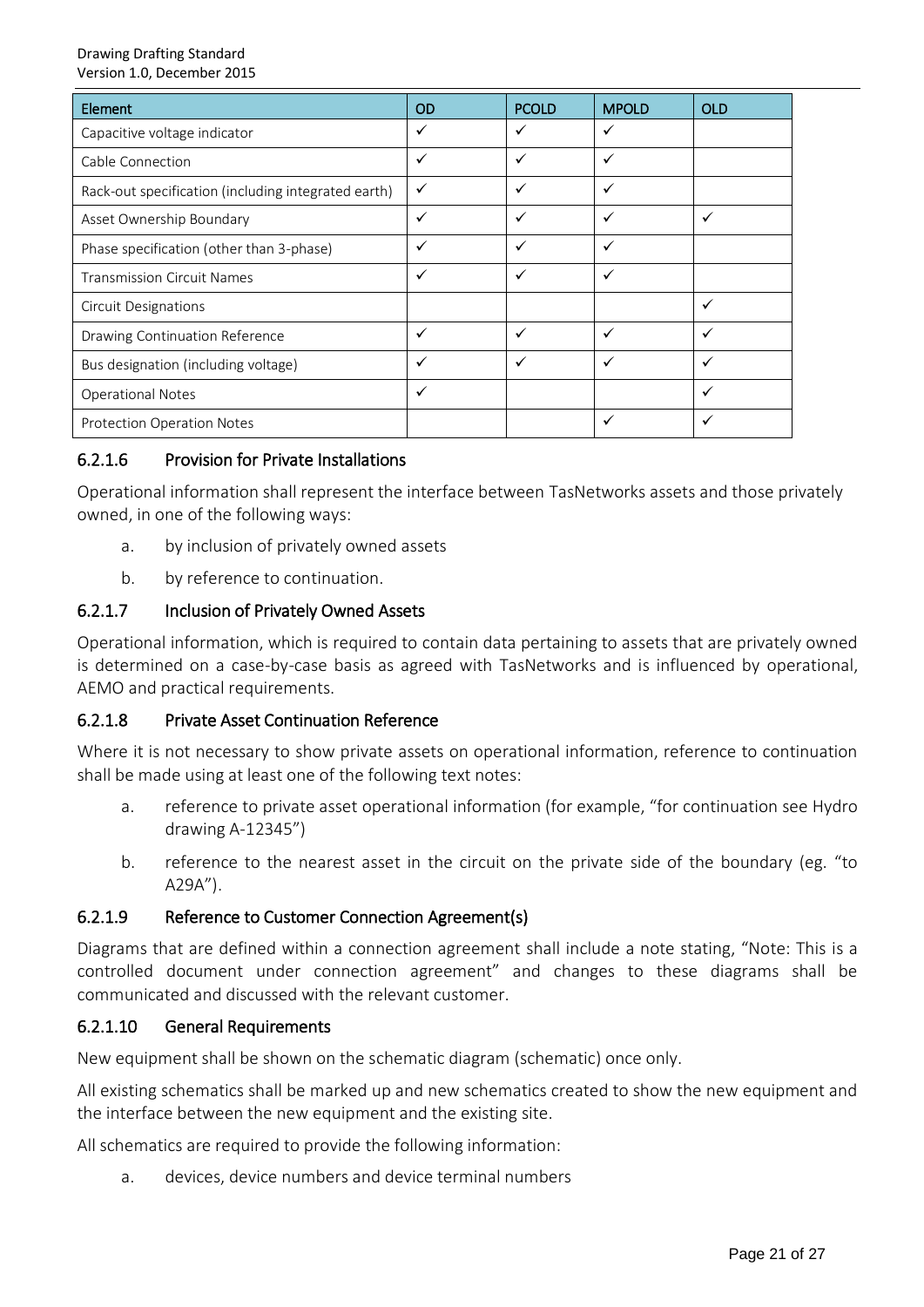| Element | OD | PCOLD | MPOLD | OLD |
|---|---|---|---|---|
| Capacitive voltage indicator | ✓ | ✓ | ✓ | |
| Cable Connection | ✓ | ✓ | ✓ | |
| Rack-out specification (including integrated earth) | ✓ | ✓ | ✓ | |
| Asset Ownership Boundary | ✓ | ✓ | ✓ | ✓ |
| Phase specification (other than 3-phase) | ✓ | ✓ | ✓ | |
| Transmission Circuit Names | ✓ | ✓ | ✓ | |
| Circuit Designations | | | | ✓ |
| Drawing Continuation Reference | ✓ | ✓ | ✓ | ✓ |
| Bus designation (including voltage) | ✓ | ✓ | ✓ | ✓ |
| Operational Notes | ✓ | | | ✓ |
| Protection Operation Notes | | | ✓ | ✓ |

#### 6.2.1.6 Provision for Private Installations

Operational information shall represent the interface between TasNetworks assets and those privately owned, in one of the following ways:

a. by inclusion of privately owned assets

b. by reference to continuation.

#### 6.2.1.7 Inclusion of Privately Owned Assets

Operational information, which is required to contain data pertaining to assets that are privately owned is determined on a case-by-case basis as agreed with TasNetworks and is influenced by operational, AEMO and practical requirements.

#### 6.2.1.8 Private Asset Continuation Reference

Where it is not necessary to show private assets on operational information, reference to continuation shall be made using at least one of the following text notes:

a. reference to private asset operational information (for example, “for continuation see Hydro drawing A-12345”)

b. reference to the nearest asset in the circuit on the private side of the boundary (eg. “to A29A”).

#### 6.2.1.9 Reference to Customer Connection Agreement(s)

Diagrams that are defined within a connection agreement shall include a note stating, “Note: This is a controlled document under connection agreement” and changes to these diagrams shall be communicated and discussed with the relevant customer.

#### 6.2.1.10 General Requirements

New equipment shall be shown on the schematic diagram (schematic) once only.

All existing schematics shall be marked up and new schematics created to show the new equipment and the interface between the new equipment and the existing site.

All schematics are required to provide the following information:

a. devices, device numbers and device terminal numbers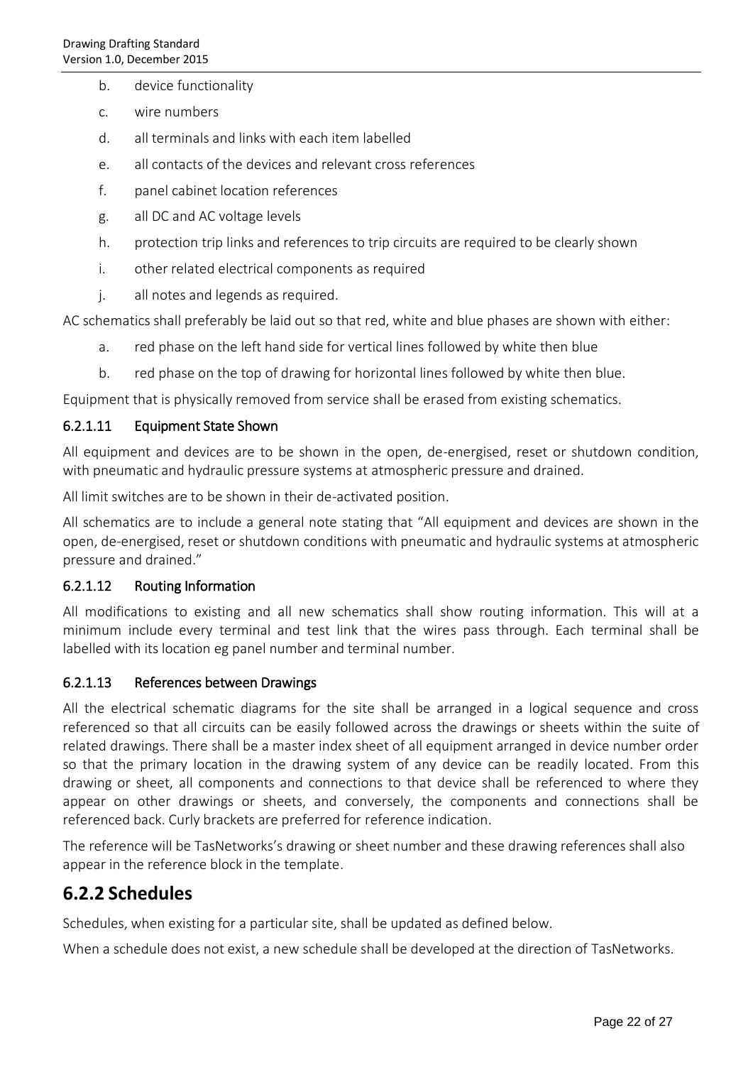b. device functionality
c. wire numbers
d. all terminals and links with each item labelled
e. all contacts of the devices and relevant cross references
f. panel cabinet location references
g. all DC and AC voltage levels
h. protection trip links and references to trip circuits are required to be clearly shown
i. other related electrical components as required
j. all notes and legends as required.

AC schematics shall preferably be laid out so that red, white and blue phases are shown with either:

a. red phase on the left hand side for vertical lines followed by white then blue
b. red phase on the top of drawing for horizontal lines followed by white then blue.

Equipment that is physically removed from service shall be erased from existing schematics.

#### 6.2.1.11 Equipment State Shown

All equipment and devices are to be shown in the open, de-energised, reset or shutdown condition, with pneumatic and hydraulic pressure systems at atmospheric pressure and drained.

All limit switches are to be shown in their de-activated position.

All schematics are to include a general note stating that "All equipment and devices are shown in the open, de-energised, reset or shutdown conditions with pneumatic and hydraulic systems at atmospheric pressure and drained."

#### 6.2.1.12 Routing Information

All modifications to existing and all new schematics shall show routing information. This will at a minimum include every terminal and test link that the wires pass through. Each terminal shall be labelled with its location eg panel number and terminal number.

#### 6.2.1.13 References between Drawings

All the electrical schematic diagrams for the site shall be arranged in a logical sequence and cross referenced so that all circuits can be easily followed across the drawings or sheets within the suite of related drawings. There shall be a master index sheet of all equipment arranged in device number order so that the primary location in the drawing system of any device can be readily located. From this drawing or sheet, all components and connections to that device shall be referenced to where they appear on other drawings or sheets, and conversely, the components and connections shall be referenced back. Curly brackets are preferred for reference indication.

The reference will be TasNetworks's drawing or sheet number and these drawing references shall also appear in the reference block in the template.

## 6.2.2 Schedules

Schedules, when existing for a particular site, shall be updated as defined below.

When a schedule does not exist, a new schedule shall be developed at the direction of TasNetworks.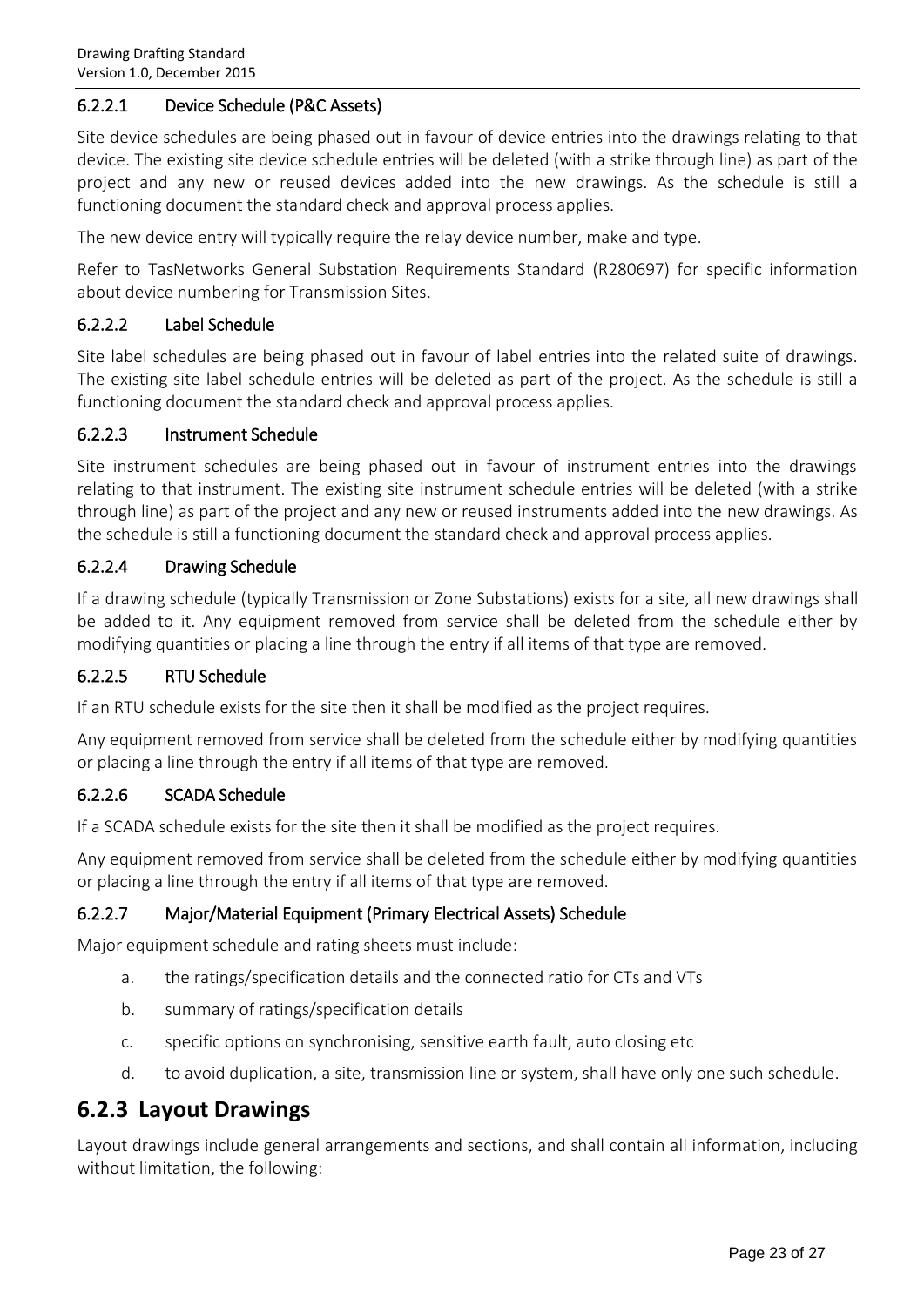#### 6.2.2.1 Device Schedule (P&C Assets)

Site device schedules are being phased out in favour of device entries into the drawings relating to that device. The existing site device schedule entries will be deleted (with a strike through line) as part of the project and any new or reused devices added into the new drawings. As the schedule is still a functioning document the standard check and approval process applies.

The new device entry will typically require the relay device number, make and type.

Refer to TasNetworks General Substation Requirements Standard (R280697) for specific information about device numbering for Transmission Sites.

#### 6.2.2.2 Label Schedule

Site label schedules are being phased out in favour of label entries into the related suite of drawings. The existing site label schedule entries will be deleted as part of the project. As the schedule is still a functioning document the standard check and approval process applies.

#### 6.2.2.3 Instrument Schedule

Site instrument schedules are being phased out in favour of instrument entries into the drawings relating to that instrument. The existing site instrument schedule entries will be deleted (with a strike through line) as part of the project and any new or reused instruments added into the new drawings. As the schedule is still a functioning document the standard check and approval process applies.

#### 6.2.2.4 Drawing Schedule

If a drawing schedule (typically Transmission or Zone Substations) exists for a site, all new drawings shall be added to it. Any equipment removed from service shall be deleted from the schedule either by modifying quantities or placing a line through the entry if all items of that type are removed.

#### 6.2.2.5 RTU Schedule

If an RTU schedule exists for the site then it shall be modified as the project requires.

Any equipment removed from service shall be deleted from the schedule either by modifying quantities or placing a line through the entry if all items of that type are removed.

#### 6.2.2.6 SCADA Schedule

If a SCADA schedule exists for the site then it shall be modified as the project requires.

Any equipment removed from service shall be deleted from the schedule either by modifying quantities or placing a line through the entry if all items of that type are removed.

#### 6.2.2.7 Major/Material Equipment (Primary Electrical Assets) Schedule

Major equipment schedule and rating sheets must include:

a. the ratings/specification details and the connected ratio for CTs and VTs

b. summary of ratings/specification details

c. specific options on synchronising, sensitive earth fault, auto closing etc

d. to avoid duplication, a site, transmission line or system, shall have only one such schedule.

### 6.2.3 Layout Drawings

Layout drawings include general arrangements and sections, and shall contain all information, including without limitation, the following: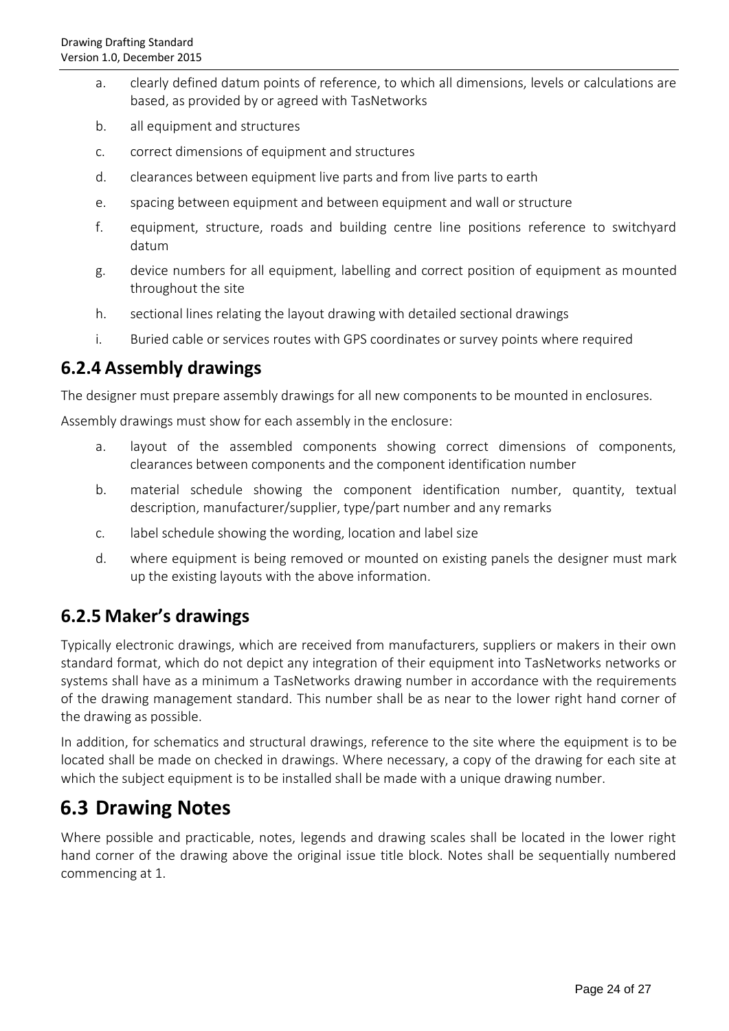a. clearly defined datum points of reference, to which all dimensions, levels or calculations are based, as provided by or agreed with TasNetworks
b. all equipment and structures
c. correct dimensions of equipment and structures
d. clearances between equipment live parts and from live parts to earth
e. spacing between equipment and between equipment and wall or structure
f. equipment, structure, roads and building centre line positions reference to switchyard datum
g. device numbers for all equipment, labelling and correct position of equipment as mounted throughout the site
h. sectional lines relating the layout drawing with detailed sectional drawings
i. Buried cable or services routes with GPS coordinates or survey points where required

### 6.2.4 Assembly drawings

The designer must prepare assembly drawings for all new components to be mounted in enclosures.

Assembly drawings must show for each assembly in the enclosure:

a. layout of the assembled components showing correct dimensions of components, clearances between components and the component identification number
b. material schedule showing the component identification number, quantity, textual description, manufacturer/supplier, type/part number and any remarks
c. label schedule showing the wording, location and label size
d. where equipment is being removed or mounted on existing panels the designer must mark up the existing layouts with the above information.

### 6.2.5 Maker's drawings

Typically electronic drawings, which are received from manufacturers, suppliers or makers in their own standard format, which do not depict any integration of their equipment into TasNetworks networks or systems shall have as a minimum a TasNetworks drawing number in accordance with the requirements of the drawing management standard. This number shall be as near to the lower right hand corner of the drawing as possible.

In addition, for schematics and structural drawings, reference to the site where the equipment is to be located shall be made on checked in drawings. Where necessary, a copy of the drawing for each site at which the subject equipment is to be installed shall be made with a unique drawing number.

## 6.3 Drawing Notes

Where possible and practicable, notes, legends and drawing scales shall be located in the lower right hand corner of the drawing above the original issue title block. Notes shall be sequentially numbered commencing at 1.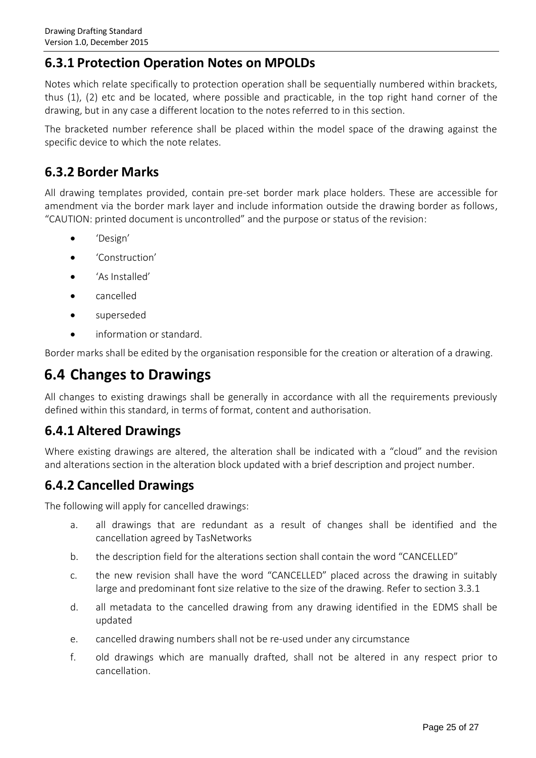### 6.3.1 Protection Operation Notes on MPOLDs

Notes which relate specifically to protection operation shall be sequentially numbered within brackets, thus (1), (2) etc and be located, where possible and practicable, in the top right hand corner of the drawing, but in any case a different location to the notes referred to in this section.

The bracketed number reference shall be placed within the model space of the drawing against the specific device to which the note relates.

### 6.3.2 Border Marks

All drawing templates provided, contain pre-set border mark place holders. These are accessible for amendment via the border mark layer and include information outside the drawing border as follows, "CAUTION: printed document is uncontrolled" and the purpose or status of the revision:

- 'Design'
- 'Construction'
- 'As Installed'
- cancelled
- superseded
- information or standard.

Border marks shall be edited by the organisation responsible for the creation or alteration of a drawing.

## 6.4 Changes to Drawings

All changes to existing drawings shall be generally in accordance with all the requirements previously defined within this standard, in terms of format, content and authorisation.

### 6.4.1 Altered Drawings

Where existing drawings are altered, the alteration shall be indicated with a "cloud" and the revision and alterations section in the alteration block updated with a brief description and project number.

### 6.4.2 Cancelled Drawings

The following will apply for cancelled drawings:

a. all drawings that are redundant as a result of changes shall be identified and the cancellation agreed by TasNetworks

b. the description field for the alterations section shall contain the word "CANCELLED"

c. the new revision shall have the word "CANCELLED" placed across the drawing in suitably large and predominant font size relative to the size of the drawing. Refer to section 3.3.1

d. all metadata to the cancelled drawing from any drawing identified in the EDMS shall be updated

e. cancelled drawing numbers shall not be re-used under any circumstance

f. old drawings which are manually drafted, shall not be altered in any respect prior to cancellation.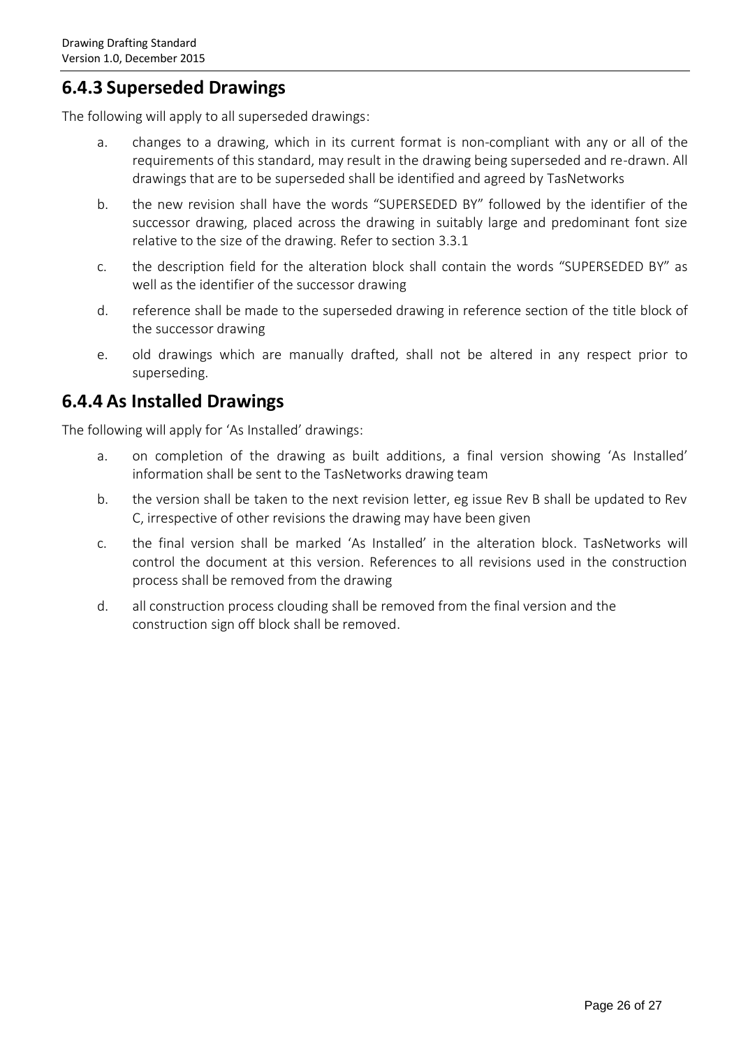## 6.4.3 Superseded Drawings

The following will apply to all superseded drawings:

a. changes to a drawing, which in its current format is non-compliant with any or all of the requirements of this standard, may result in the drawing being superseded and re-drawn. All drawings that are to be superseded shall be identified and agreed by TasNetworks

b. the new revision shall have the words "SUPERSEDED BY" followed by the identifier of the successor drawing, placed across the drawing in suitably large and predominant font size relative to the size of the drawing. Refer to section 3.3.1

c. the description field for the alteration block shall contain the words "SUPERSEDED BY" as well as the identifier of the successor drawing

d. reference shall be made to the superseded drawing in reference section of the title block of the successor drawing

e. old drawings which are manually drafted, shall not be altered in any respect prior to superseding.

## 6.4.4 As Installed Drawings

The following will apply for 'As Installed' drawings:

a. on completion of the drawing as built additions, a final version showing 'As Installed' information shall be sent to the TasNetworks drawing team

b. the version shall be taken to the next revision letter, eg issue Rev B shall be updated to Rev C, irrespective of other revisions the drawing may have been given

c. the final version shall be marked 'As Installed' in the alteration block. TasNetworks will control the document at this version. References to all revisions used in the construction process shall be removed from the drawing

d. all construction process clouding shall be removed from the final version and the construction sign off block shall be removed.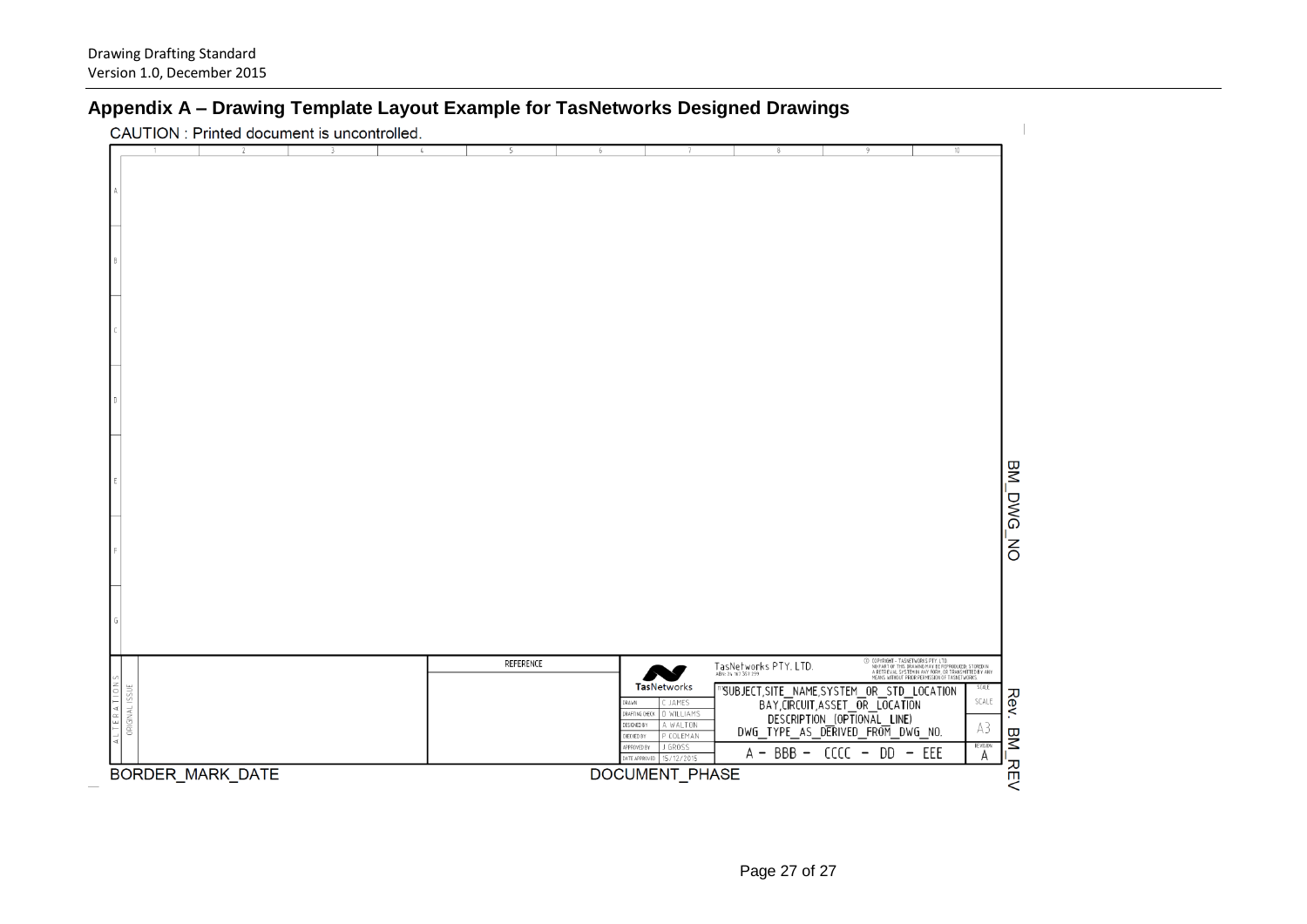## Appendix A – Drawing Template Layout Example for TasNetworks Designed Drawings

CAUTION : Printed document is uncontrolled.

| | 1 | 2 | 3 | 4 | 5 | 6 | 7 | 8 | 9 | 10 |
|---|---|---|---|---|---|---|---|---|---|---|
| A | | | | | | | | | | |
| B | | | | | | | | | | |
| C | | | | | | | | | | |
| D | | | | | | | | | | |
| E | | | | | | | | | | |
| F | | | | | | | | | | |
| G | | | | | | | | | | |

BM_DWG_NO

**Title block:**

| ALTERATIONS | REFERENCE |
|---|---|
| ORIGINAL ISSUE | |

TasNetworks

| | |
|---|---|
| DRAWN | C JAMES |
| DRAFTING CHECK | D WILLIAMS |
| DESIGNED BY | A WALTON |
| CHECKED BY | P COLEMAN |
| APPROVED BY | J GROSS |
| DATE APPROVED | 15/12/2015 |

TasNetworks PTY. LTD.
ABN: 24 167 357 299

© COPYRIGHT - TASNETWORKS PTY LTD
NO PART OF THIS DRAWING MAY BE REPRODUCED, STORED IN A RETRIEVAL SYSTEM IN ANY FORM, OR TRANSMITTED BY ANY MEANS WITHOUT PRIOR PERMISSION OF TASNETWORKS.

TI SUBJECT,SITE_NAME,SYSTEM_OR_STD_LOCATION
BAY,CIRCUIT,ASSET_OR_LOCATION
DESCRIPTION_(OPTIONAL_LINE)
DWG_TYPE_AS_DERIVED_FROM_DWG_NO.

A – BBB – CCCC – DD – EEE

| | |
|---|---|
| SCALE | SCALE |
| | A3 |
| REVISION | A |

Rev. BM_REV

BORDER_MARK_DATE

DOCUMENT_PHASE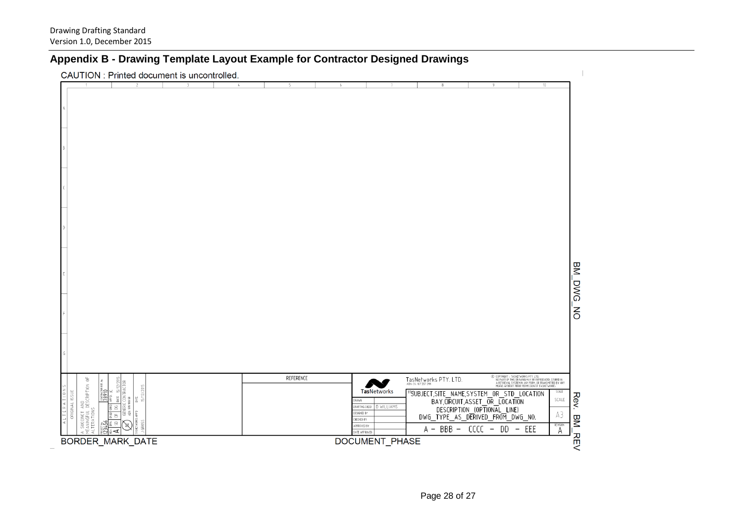## Appendix B - Drawing Template Layout Example for Contractor Designed Drawings

CAUTION : Printed document is uncontrolled.

1 2 3 4 5 6 7 8 9 10

A B C D E F G

ALTERATIONS

ORIGINAL ISSUE

A SUCCINCT AND MEANINGFUL DESCRIPTION OF ALTERATIONS

PROJECT No. 123456

CONTRACTOR REF. No. 178910

A SD DF DG APPD KC DATE 15/12/2015

GENERIC CONTRACTOR ABN 999 999 999

TASNETWORKS APPD J.GROSS DATE 15/12/2015

REFERENCE

TasNetworks

DRAWN

DRAFTING CHECK D. WILLIAMS

DESIGNED BY

CHECKED BY

APPROVED BY

DATE APPROVED

TasNetworks PTY. LTD.
ABN 24 167 357 299

© COPYRIGHT - TASNETWORKS PTY. LTD. NO PART OF THIS DRAWING MAY BE REPRODUCED, STORED IN A RETRIEVAL SYSTEM IN ANY FORM, OR TRANSMITTED BY ANY MEANS WITHOUT PRIOR PERMISSION OF TASNETWORKS.

TITLE SUBJECT, SITE_NAME, SYSTEM_OR_STD_LOCATION
BAY, CIRCUIT, ASSET_OR_LOCATION
DESCRIPTION_(OPTIONAL_LINE)
DWG_TYPE_AS_DERIVED_FROM_DWG_NO.

A – BBB – CCCC – DD – EEE

SCALE SCALE

A3

REVISION A

BORDER_MARK_DATE

DOCUMENT_PHASE

BM_DWG_NO

Rev. BM_REV